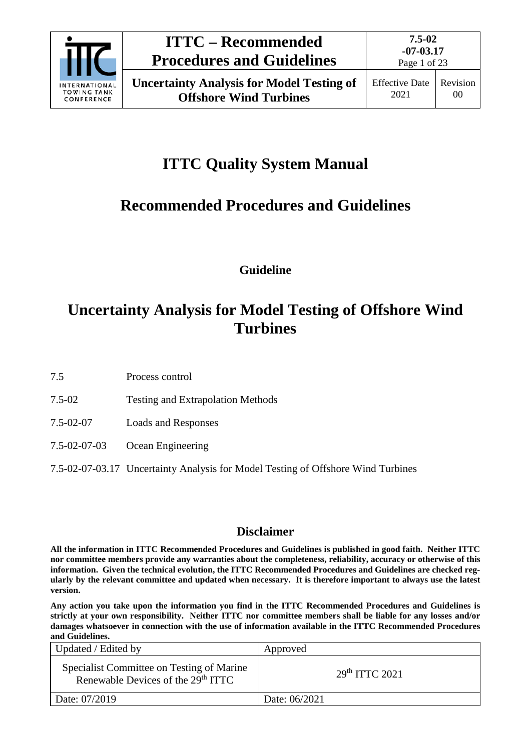# ITTC Quality System Manual

# Recommended Procedures and Guidelines

**Guideline**

# Uncertainty Analysis for Model Testing of Offshore Wind Turbines

7.5 Process control

7.5-02 Testing and Extrapolation Methods

7.5-02-07 Loads and Responses

7.5-02-07-03 Ocean Engineering

7.5-02-07-03.17 Uncertainty Analysis for Model Testing of Offshore Wind Turbines

## Disclaimer

**All the information in ITTC Recommended Procedures and Guidelines is published in good faith. Neither ITTC nor committee members provide any warranties about the completeness, reliability, accuracy or otherwise of this information. Given the technical evolution, the ITTC Recommended Procedures and Guidelines are checked regularly by the relevant committee and updated when necessary. It is therefore important to always use the latest version.**

**Any action you take upon the information you find in the ITTC Recommended Procedures and Guidelines is strictly at your own responsibility. Neither ITTC nor committee members shall be liable for any losses and/or damages whatsoever in connection with the use of information available in the ITTC Recommended Procedures and Guidelines.**

| Updated / Edited by | Approved |
|---|---|
| Specialist Committee on Testing of Marine Renewable Devices of the 29th ITTC | 29th ITTC 2021 |
| Date: 07/2019 | Date: 06/2021 |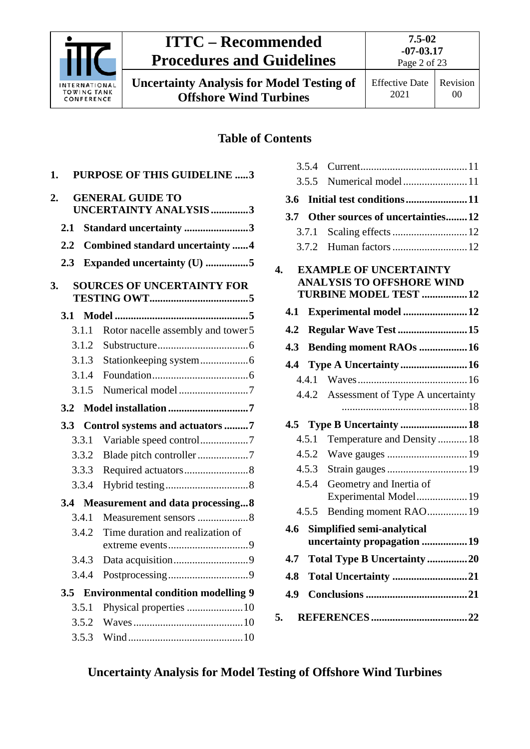## Table of Contents

1. **PURPOSE OF THIS GUIDELINE** ..... 3
2. **GENERAL GUIDE TO UNCERTAINTY ANALYSIS** .............. 3
   - **2.1 Standard uncertainty** ........................ 3
   - **2.2 Combined standard uncertainty** ...... 4
   - **2.3 Expanded uncertainty (U)** ................ 5
3. **SOURCES OF UNCERTAINTY FOR TESTING OWT** ..................................... 5
   - **3.1 Model** ................................................. 5
     - 3.1.1 Rotor nacelle assembly and tower 5
     - 3.1.2 Substructure ................................. 6
     - 3.1.3 Stationkeeping system ................. 6
     - 3.1.4 Foundation ................................... 6
     - 3.1.5 Numerical model ......................... 7
   - **3.2 Model installation** ............................. 7
   - **3.3 Control systems and actuators** ......... 7
     - 3.3.1 Variable speed control .................. 7
     - 3.3.2 Blade pitch controller ................... 7
     - 3.3.3 Required actuators ........................ 8
     - 3.3.4 Hybrid testing .............................. 8
   - **3.4 Measurement and data processing** ... 8
     - 3.4.1 Measurement sensors ................... 8
     - 3.4.2 Time duration and realization of extreme events ............................. 9
     - 3.4.3 Data acquisition ............................ 9
     - 3.4.4 Postprocessing ............................. 9
   - **3.5 Environmental condition modelling** 9
     - 3.5.1 Physical properties ..................... 10
     - 3.5.2 Waves ......................................... 10
     - 3.5.3 Wind ........................................... 10
     - 3.5.4 Current ........................................ 11
     - 3.5.5 Numerical model ........................ 11
   - **3.6 Initial test conditions** ....................... 11
   - **3.7 Other sources of uncertainties** ........ 12
     - 3.7.1 Scaling effects ............................ 12
     - 3.7.2 Human factors ............................ 12
4. **EXAMPLE OF UNCERTAINTY ANALYSIS TO OFFSHORE WIND TURBINE MODEL TEST** ................. 12
   - **4.1 Experimental model** ........................ 12
   - **4.2 Regular Wave Test** .......................... 15
   - **4.3 Bending moment RAOs** .................. 16
   - **4.4 Type A Uncertainty** ......................... 16
     - 4.4.1 Waves ......................................... 16
     - 4.4.2 Assessment of Type A uncertainty ............................................... 18
   - **4.5 Type B Uncertainty** ......................... 18
     - 4.5.1 Temperature and Density ........... 18
     - 4.5.2 Wave gauges .............................. 19
     - 4.5.3 Strain gauges .............................. 19
     - 4.5.4 Geometry and Inertia of Experimental Model ................... 19
     - 4.5.5 Bending moment RAO ............... 19
   - **4.6 Simplified semi-analytical uncertainty propagation** ................. 19
   - **4.7 Total Type B Uncertainty** ............... 20
   - **4.8 Total Uncertainty** ............................ 21
   - **4.9 Conclusions** ...................................... 21
5. **REFERENCES** .................................... 22

# Uncertainty Analysis for Model Testing of Offshore Wind Turbines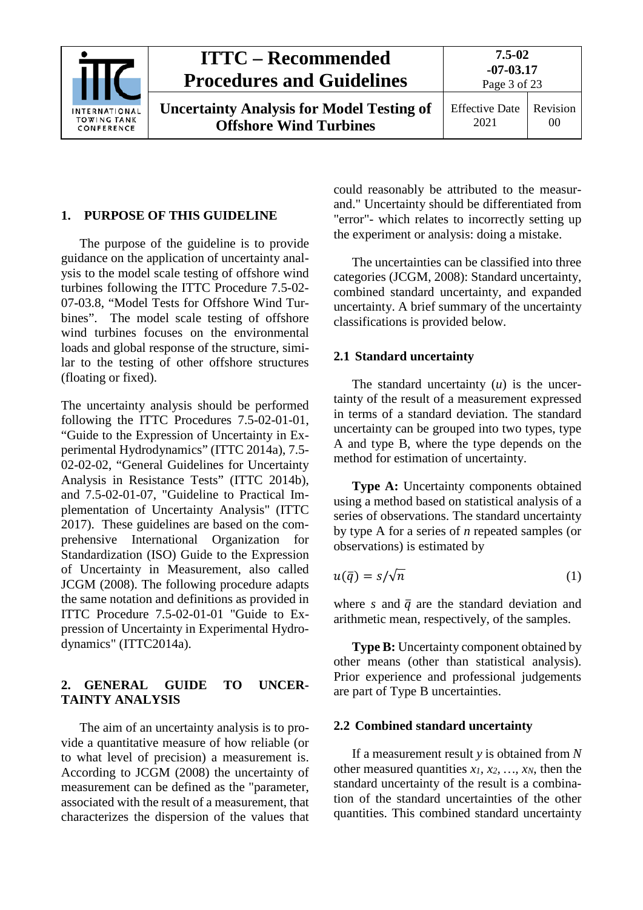## 1. PURPOSE OF THIS GUIDELINE

The purpose of the guideline is to provide guidance on the application of uncertainty analysis to the model scale testing of offshore wind turbines following the ITTC Procedure 7.5-02-07-03.8, "Model Tests for Offshore Wind Turbines". The model scale testing of offshore wind turbines focuses on the environmental loads and global response of the structure, similar to the testing of other offshore structures (floating or fixed).

The uncertainty analysis should be performed following the ITTC Procedures 7.5-02-01-01, "Guide to the Expression of Uncertainty in Experimental Hydrodynamics" (ITTC 2014a), 7.5-02-02-02, "General Guidelines for Uncertainty Analysis in Resistance Tests" (ITTC 2014b), and 7.5-02-01-07, "Guideline to Practical Implementation of Uncertainty Analysis" (ITTC 2017). These guidelines are based on the comprehensive International Organization for Standardization (ISO) Guide to the Expression of Uncertainty in Measurement, also called JCGM (2008). The following procedure adapts the same notation and definitions as provided in ITTC Procedure 7.5-02-01-01 "Guide to Expression of Uncertainty in Experimental Hydrodynamics" (ITTC2014a).

## 2. GENERAL GUIDE TO UNCERTAINTY ANALYSIS

The aim of an uncertainty analysis is to provide a quantitative measure of how reliable (or to what level of precision) a measurement is. According to JCGM (2008) the uncertainty of measurement can be defined as the "parameter, associated with the result of a measurement, that characterizes the dispersion of the values that could reasonably be attributed to the measurand." Uncertainty should be differentiated from "error"- which relates to incorrectly setting up the experiment or analysis: doing a mistake.

The uncertainties can be classified into three categories (JCGM, 2008): Standard uncertainty, combined standard uncertainty, and expanded uncertainty. A brief summary of the uncertainty classifications is provided below.

### 2.1 Standard uncertainty

The standard uncertainty ($u$) is the uncertainty of the result of a measurement expressed in terms of a standard deviation. The standard uncertainty can be grouped into two types, type A and type B, where the type depends on the method for estimation of uncertainty.

**Type A:** Uncertainty components obtained using a method based on statistical analysis of a series of observations. The standard uncertainty by type A for a series of $n$ repeated samples (or observations) is estimated by

$$u(\bar{q}) = s/\sqrt{n} \tag{1}$$

where $s$ and $\bar{q}$ are the standard deviation and arithmetic mean, respectively, of the samples.

**Type B:** Uncertainty component obtained by other means (other than statistical analysis). Prior experience and professional judgements are part of Type B uncertainties.

### 2.2 Combined standard uncertainty

If a measurement result $y$ is obtained from $N$ other measured quantities $x_1$, $x_2$, …, $x_N$, then the standard uncertainty of the result is a combination of the standard uncertainties of the other quantities. This combined standard uncertainty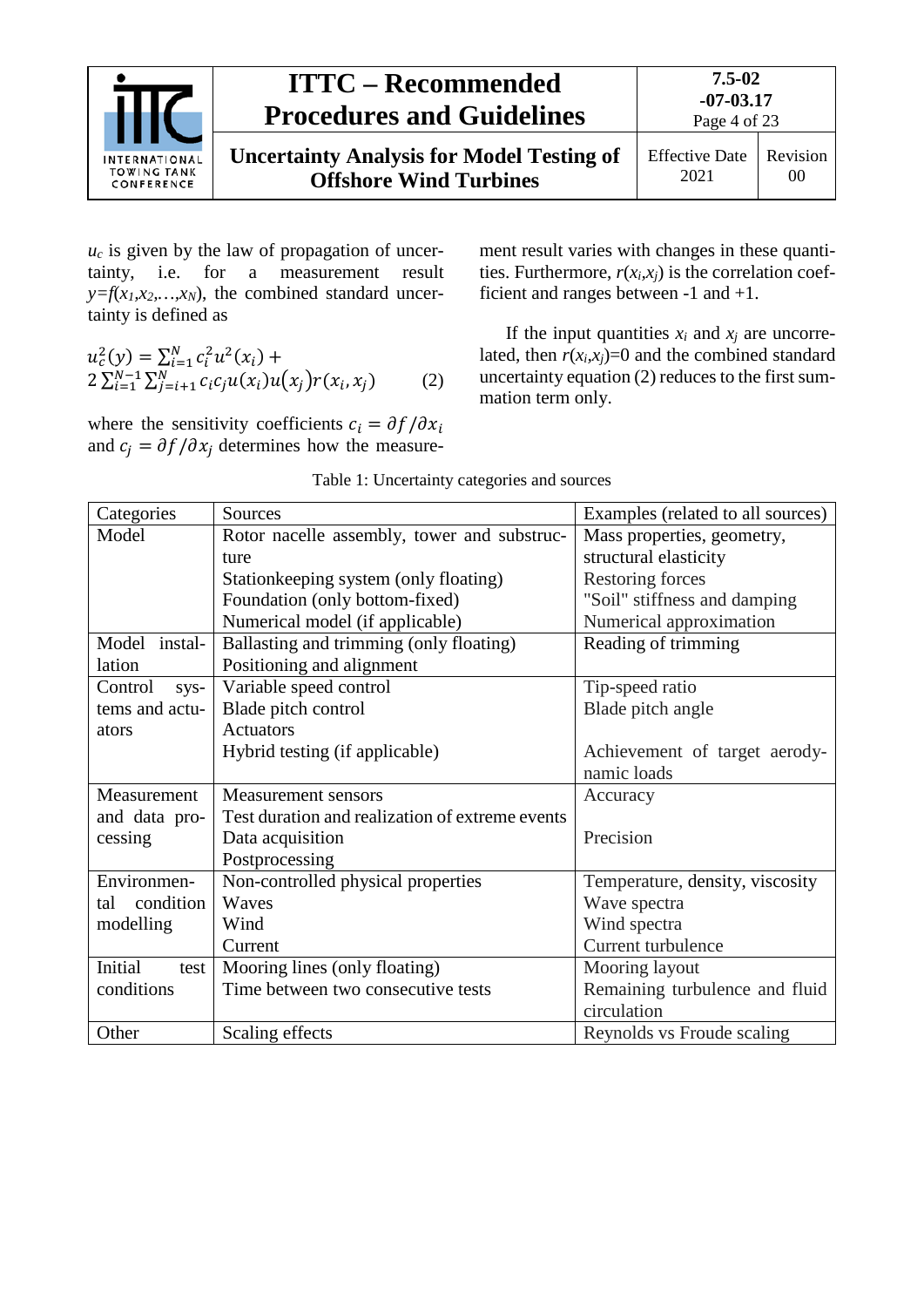$u_c$ is given by the law of propagation of uncertainty, i.e. for a measurement result $y=f(x_1,x_2,\ldots,x_N)$, the combined standard uncertainty is defined as

$$u_c^2(y) = \sum_{i=1}^{N} c_i^2 u^2(x_i) + 2\sum_{i=1}^{N-1}\sum_{j=i+1}^{N} c_i c_j u(x_i) u(x_j) r(x_i, x_j) \qquad (2)$$

where the sensitivity coefficients $c_i = \partial f / \partial x_i$ and $c_j = \partial f / \partial x_j$ determines how the measurement result varies with changes in these quantities. Furthermore, $r(x_i,x_j)$ is the correlation coefficient and ranges between -1 and +1.

If the input quantities $x_i$ and $x_j$ are uncorrelated, then $r(x_i,x_j)=0$ and the combined standard uncertainty equation (2) reduces to the first summation term only.

Table 1: Uncertainty categories and sources

| Categories | Sources | Examples (related to all sources) |
|---|---|---|
| Model | Rotor nacelle assembly, tower and substructure | Mass properties, geometry, structural elasticity |
| | Stationkeeping system (only floating) | Restoring forces |
| | Foundation (only bottom-fixed) | "Soil" stiffness and damping |
| | Numerical model (if applicable) | Numerical approximation |
| Model installation | Ballasting and trimming (only floating) | Reading of trimming |
| | Positioning and alignment | |
| Control systems and actuators | Variable speed control | Tip-speed ratio |
| | Blade pitch control | Blade pitch angle |
| | Actuators | |
| | Hybrid testing (if applicable) | Achievement of target aerodynamic loads |
| Measurement and data processing | Measurement sensors | Accuracy |
| | Test duration and realization of extreme events | |
| | Data acquisition | Precision |
| | Postprocessing | |
| Environmental condition modelling | Non-controlled physical properties | Temperature, density, viscosity |
| | Waves | Wave spectra |
| | Wind | Wind spectra |
| | Current | Current turbulence |
| Initial test conditions | Mooring lines (only floating) | Mooring layout |
| | Time between two consecutive tests | Remaining turbulence and fluid circulation |
| Other | Scaling effects | Reynolds vs Froude scaling |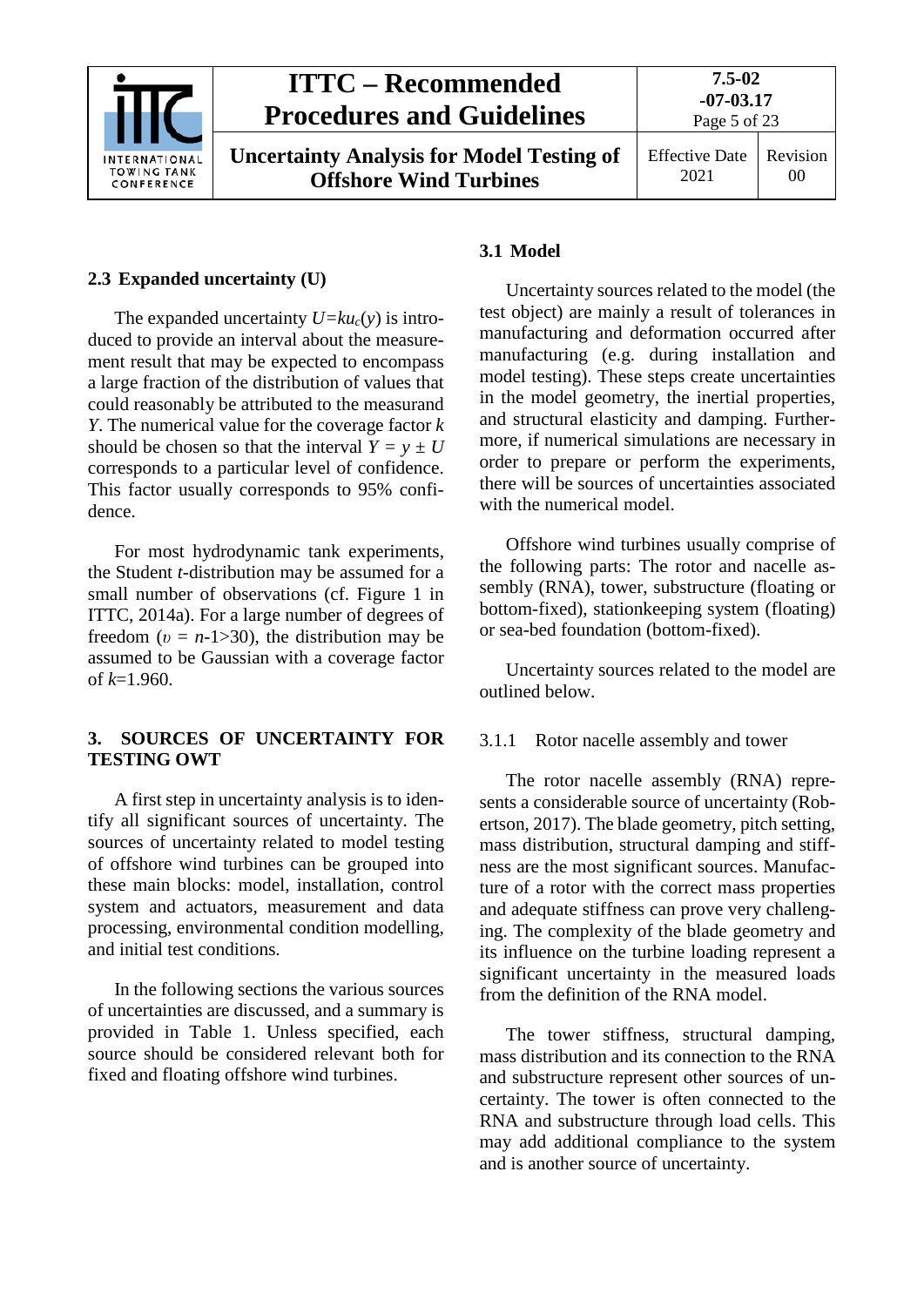## 2.3 Expanded uncertainty (U)

The expanded uncertainty $U=ku_c(y)$ is introduced to provide an interval about the measurement result that may be expected to encompass a large fraction of the distribution of values that could reasonably be attributed to the measurand $Y$. The numerical value for the coverage factor $k$ should be chosen so that the interval $Y = y \pm U$ corresponds to a particular level of confidence. This factor usually corresponds to 95% confidence.

For most hydrodynamic tank experiments, the Student *t*-distribution may be assumed for a small number of observations (cf. Figure 1 in ITTC, 2014a). For a large number of degrees of freedom ($\upsilon = n$-1>30), the distribution may be assumed to be Gaussian with a coverage factor of $k$=1.960.

## 3. SOURCES OF UNCERTAINTY FOR TESTING OWT

A first step in uncertainty analysis is to identify all significant sources of uncertainty. The sources of uncertainty related to model testing of offshore wind turbines can be grouped into these main blocks: model, installation, control system and actuators, measurement and data processing, environmental condition modelling, and initial test conditions.

In the following sections the various sources of uncertainties are discussed, and a summary is provided in Table 1. Unless specified, each source should be considered relevant both for fixed and floating offshore wind turbines.

### 3.1 Model

Uncertainty sources related to the model (the test object) are mainly a result of tolerances in manufacturing and deformation occurred after manufacturing (e.g. during installation and model testing). These steps create uncertainties in the model geometry, the inertial properties, and structural elasticity and damping. Furthermore, if numerical simulations are necessary in order to prepare or perform the experiments, there will be sources of uncertainties associated with the numerical model.

Offshore wind turbines usually comprise of the following parts: The rotor and nacelle assembly (RNA), tower, substructure (floating or bottom-fixed), stationkeeping system (floating) or sea-bed foundation (bottom-fixed).

Uncertainty sources related to the model are outlined below.

#### 3.1.1 Rotor nacelle assembly and tower

The rotor nacelle assembly (RNA) represents a considerable source of uncertainty (Robertson, 2017). The blade geometry, pitch setting, mass distribution, structural damping and stiffness are the most significant sources. Manufacture of a rotor with the correct mass properties and adequate stiffness can prove very challenging. The complexity of the blade geometry and its influence on the turbine loading represent a significant uncertainty in the measured loads from the definition of the RNA model.

The tower stiffness, structural damping, mass distribution and its connection to the RNA and substructure represent other sources of uncertainty. The tower is often connected to the RNA and substructure through load cells. This may add additional compliance to the system and is another source of uncertainty.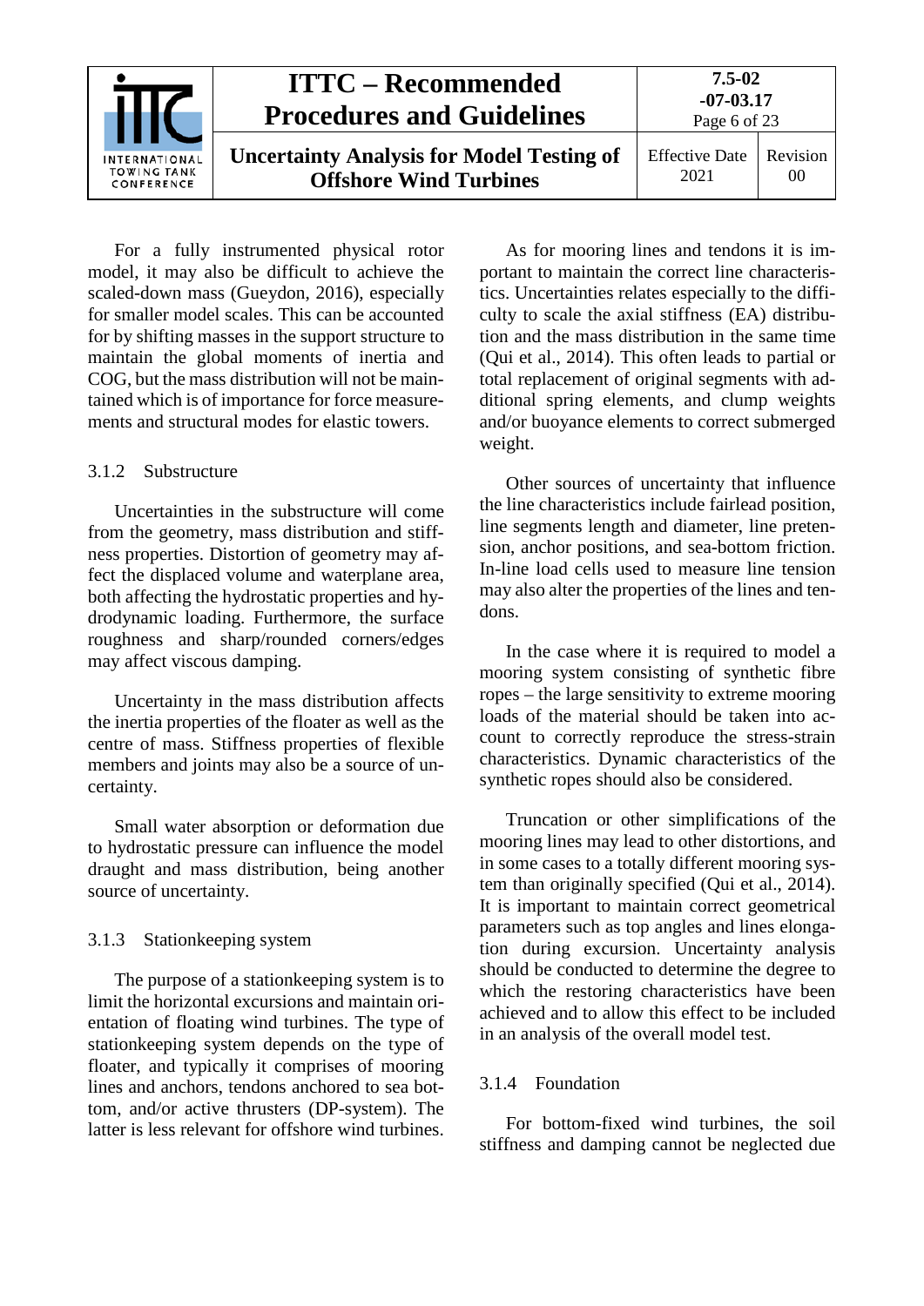For a fully instrumented physical rotor model, it may also be difficult to achieve the scaled-down mass (Gueydon, 2016), especially for smaller model scales. This can be accounted for by shifting masses in the support structure to maintain the global moments of inertia and COG, but the mass distribution will not be maintained which is of importance for force measurements and structural modes for elastic towers.

### 3.1.2 Substructure

Uncertainties in the substructure will come from the geometry, mass distribution and stiffness properties. Distortion of geometry may affect the displaced volume and waterplane area, both affecting the hydrostatic properties and hydrodynamic loading. Furthermore, the surface roughness and sharp/rounded corners/edges may affect viscous damping.

Uncertainty in the mass distribution affects the inertia properties of the floater as well as the centre of mass. Stiffness properties of flexible members and joints may also be a source of uncertainty.

Small water absorption or deformation due to hydrostatic pressure can influence the model draught and mass distribution, being another source of uncertainty.

### 3.1.3 Stationkeeping system

The purpose of a stationkeeping system is to limit the horizontal excursions and maintain orientation of floating wind turbines. The type of stationkeeping system depends on the type of floater, and typically it comprises of mooring lines and anchors, tendons anchored to sea bottom, and/or active thrusters (DP-system). The latter is less relevant for offshore wind turbines.

As for mooring lines and tendons it is important to maintain the correct line characteristics. Uncertainties relates especially to the difficulty to scale the axial stiffness (EA) distribution and the mass distribution in the same time (Qui et al., 2014). This often leads to partial or total replacement of original segments with additional spring elements, and clump weights and/or buoyance elements to correct submerged weight.

Other sources of uncertainty that influence the line characteristics include fairlead position, line segments length and diameter, line pretension, anchor positions, and sea-bottom friction. In-line load cells used to measure line tension may also alter the properties of the lines and tendons.

In the case where it is required to model a mooring system consisting of synthetic fibre ropes – the large sensitivity to extreme mooring loads of the material should be taken into account to correctly reproduce the stress-strain characteristics. Dynamic characteristics of the synthetic ropes should also be considered.

Truncation or other simplifications of the mooring lines may lead to other distortions, and in some cases to a totally different mooring system than originally specified (Qui et al., 2014). It is important to maintain correct geometrical parameters such as top angles and lines elongation during excursion. Uncertainty analysis should be conducted to determine the degree to which the restoring characteristics have been achieved and to allow this effect to be included in an analysis of the overall model test.

### 3.1.4 Foundation

For bottom-fixed wind turbines, the soil stiffness and damping cannot be neglected due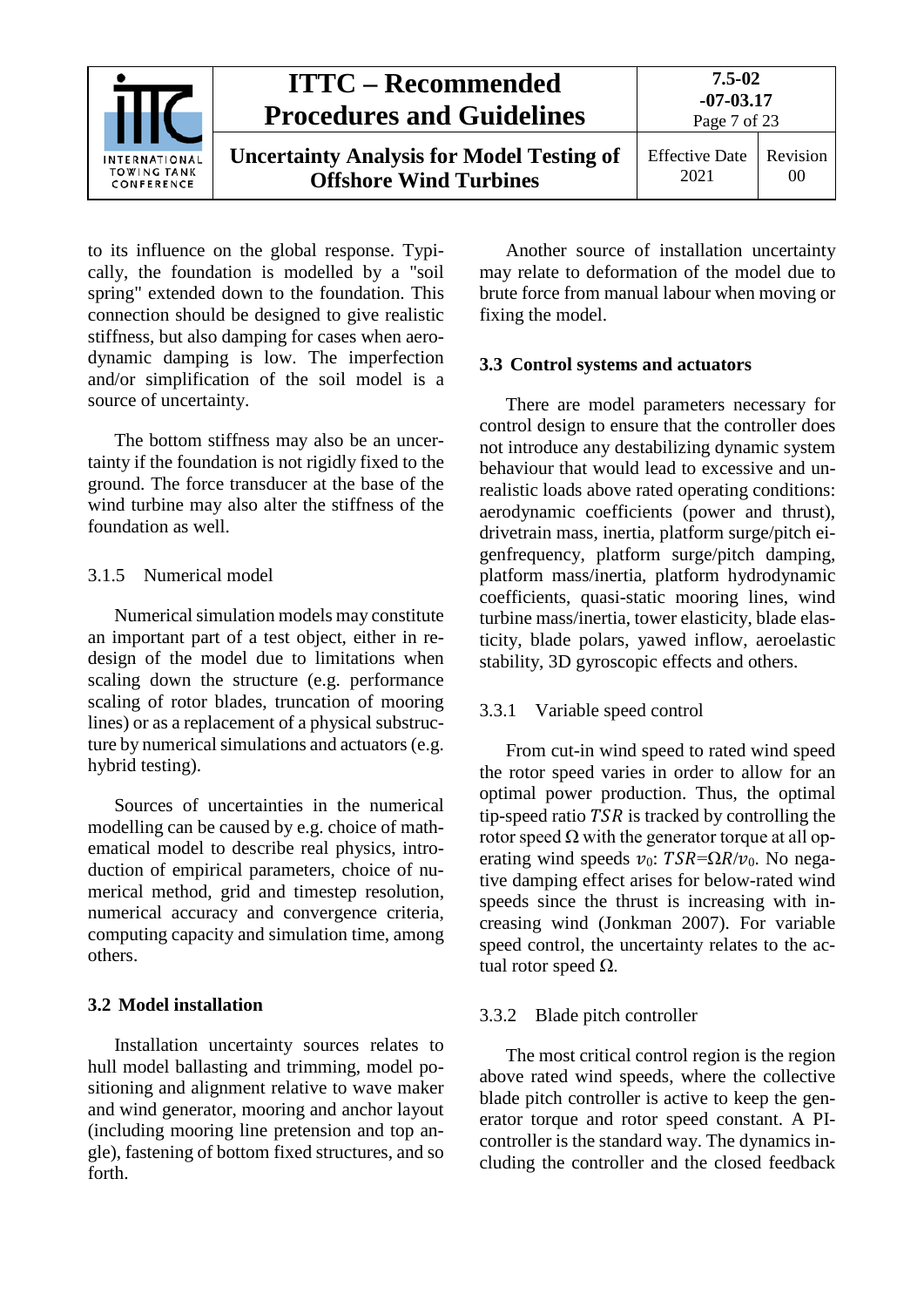to its influence on the global response. Typically, the foundation is modelled by a "soil spring" extended down to the foundation. This connection should be designed to give realistic stiffness, but also damping for cases when aerodynamic damping is low. The imperfection and/or simplification of the soil model is a source of uncertainty.

The bottom stiffness may also be an uncertainty if the foundation is not rigidly fixed to the ground. The force transducer at the base of the wind turbine may also alter the stiffness of the foundation as well.

#### 3.1.5 Numerical model

Numerical simulation models may constitute an important part of a test object, either in redesign of the model due to limitations when scaling down the structure (e.g. performance scaling of rotor blades, truncation of mooring lines) or as a replacement of a physical substructure by numerical simulations and actuators (e.g. hybrid testing).

Sources of uncertainties in the numerical modelling can be caused by e.g. choice of mathematical model to describe real physics, introduction of empirical parameters, choice of numerical method, grid and timestep resolution, numerical accuracy and convergence criteria, computing capacity and simulation time, among others.

### 3.2 Model installation

Installation uncertainty sources relates to hull model ballasting and trimming, model positioning and alignment relative to wave maker and wind generator, mooring and anchor layout (including mooring line pretension and top angle), fastening of bottom fixed structures, and so forth.

Another source of installation uncertainty may relate to deformation of the model due to brute force from manual labour when moving or fixing the model.

### 3.3 Control systems and actuators

There are model parameters necessary for control design to ensure that the controller does not introduce any destabilizing dynamic system behaviour that would lead to excessive and unrealistic loads above rated operating conditions: aerodynamic coefficients (power and thrust), drivetrain mass, inertia, platform surge/pitch eigenfrequency, platform surge/pitch damping, platform mass/inertia, platform hydrodynamic coefficients, quasi-static mooring lines, wind turbine mass/inertia, tower elasticity, blade elasticity, blade polars, yawed inflow, aeroelastic stability, 3D gyroscopic effects and others.

#### 3.3.1 Variable speed control

From cut-in wind speed to rated wind speed the rotor speed varies in order to allow for an optimal power production. Thus, the optimal tip-speed ratio $TSR$ is tracked by controlling the rotor speed $\Omega$ with the generator torque at all operating wind speeds $v_0$: $TSR=\Omega R/v_0$. No negative damping effect arises for below-rated wind speeds since the thrust is increasing with increasing wind (Jonkman 2007). For variable speed control, the uncertainty relates to the actual rotor speed $\Omega$.

#### 3.3.2 Blade pitch controller

The most critical control region is the region above rated wind speeds, where the collective blade pitch controller is active to keep the generator torque and rotor speed constant. A PI-controller is the standard way. The dynamics including the controller and the closed feedback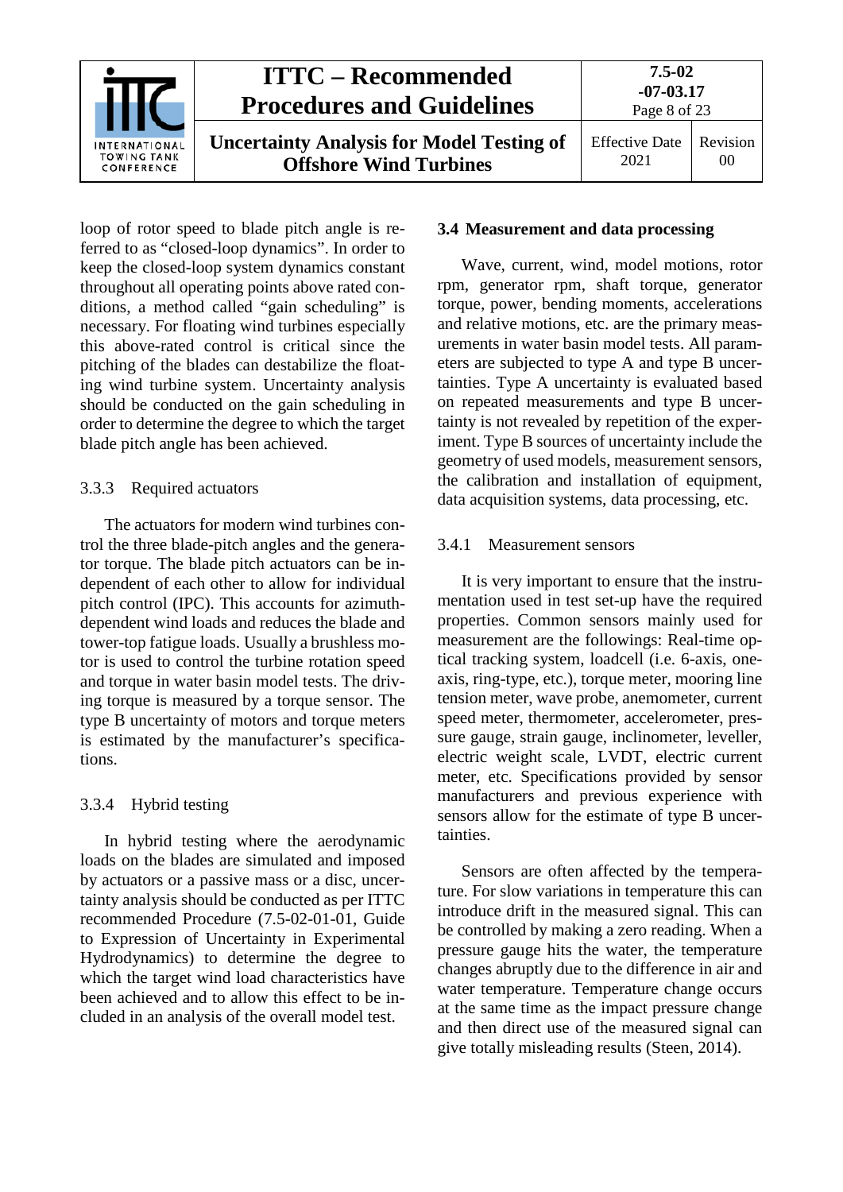loop of rotor speed to blade pitch angle is referred to as "closed-loop dynamics". In order to keep the closed-loop system dynamics constant throughout all operating points above rated conditions, a method called "gain scheduling" is necessary. For floating wind turbines especially this above-rated control is critical since the pitching of the blades can destabilize the floating wind turbine system. Uncertainty analysis should be conducted on the gain scheduling in order to determine the degree to which the target blade pitch angle has been achieved.

#### 3.3.3 Required actuators

The actuators for modern wind turbines control the three blade-pitch angles and the generator torque. The blade pitch actuators can be independent of each other to allow for individual pitch control (IPC). This accounts for azimuth-dependent wind loads and reduces the blade and tower-top fatigue loads. Usually a brushless motor is used to control the turbine rotation speed and torque in water basin model tests. The driving torque is measured by a torque sensor. The type B uncertainty of motors and torque meters is estimated by the manufacturer's specifications.

#### 3.3.4 Hybrid testing

In hybrid testing where the aerodynamic loads on the blades are simulated and imposed by actuators or a passive mass or a disc, uncertainty analysis should be conducted as per ITTC recommended Procedure (7.5-02-01-01, Guide to Expression of Uncertainty in Experimental Hydrodynamics) to determine the degree to which the target wind load characteristics have been achieved and to allow this effect to be included in an analysis of the overall model test.

### 3.4 Measurement and data processing

Wave, current, wind, model motions, rotor rpm, generator rpm, shaft torque, generator torque, power, bending moments, accelerations and relative motions, etc. are the primary measurements in water basin model tests. All parameters are subjected to type A and type B uncertainties. Type A uncertainty is evaluated based on repeated measurements and type B uncertainty is not revealed by repetition of the experiment. Type B sources of uncertainty include the geometry of used models, measurement sensors, the calibration and installation of equipment, data acquisition systems, data processing, etc.

#### 3.4.1 Measurement sensors

It is very important to ensure that the instrumentation used in test set-up have the required properties. Common sensors mainly used for measurement are the followings: Real-time optical tracking system, loadcell (i.e. 6-axis, one-axis, ring-type, etc.), torque meter, mooring line tension meter, wave probe, anemometer, current speed meter, thermometer, accelerometer, pressure gauge, strain gauge, inclinometer, leveller, electric weight scale, LVDT, electric current meter, etc. Specifications provided by sensor manufacturers and previous experience with sensors allow for the estimate of type B uncertainties.

Sensors are often affected by the temperature. For slow variations in temperature this can introduce drift in the measured signal. This can be controlled by making a zero reading. When a pressure gauge hits the water, the temperature changes abruptly due to the difference in air and water temperature. Temperature change occurs at the same time as the impact pressure change and then direct use of the measured signal can give totally misleading results (Steen, 2014).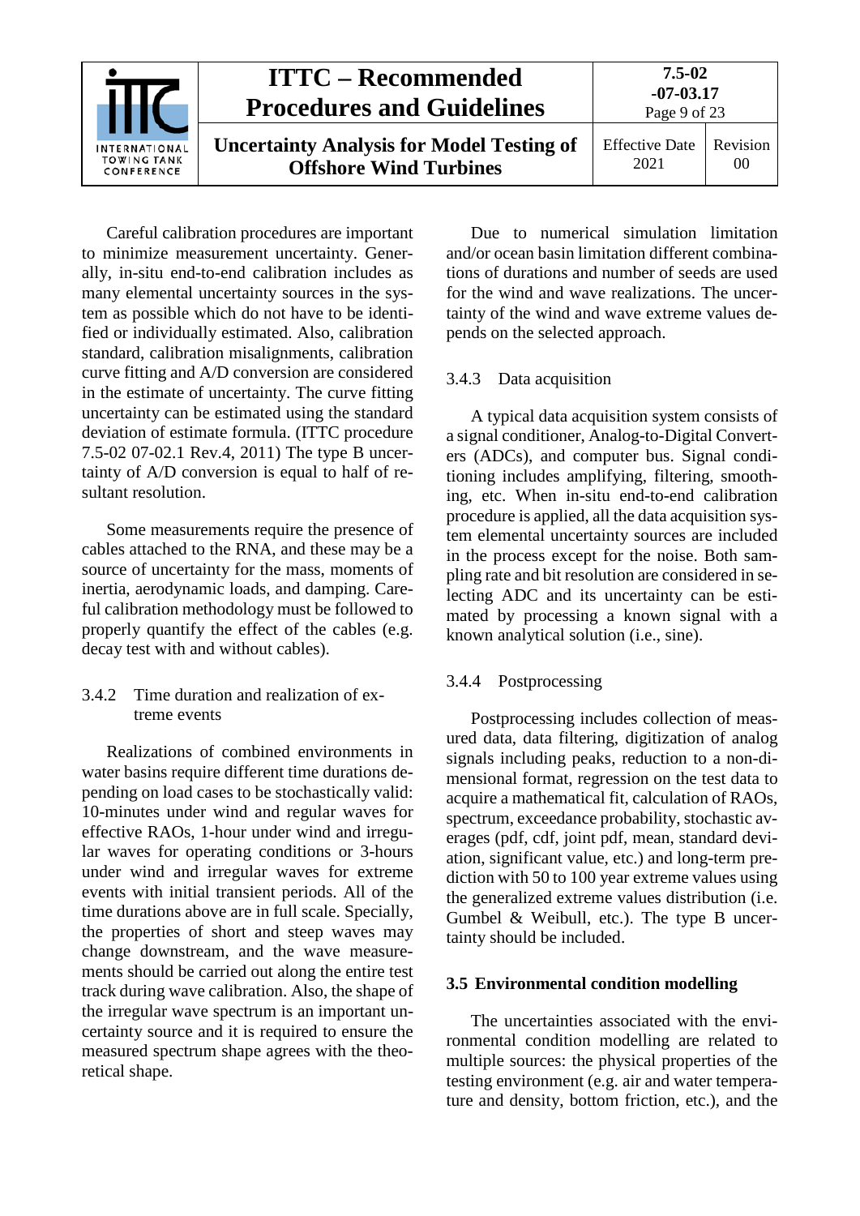Careful calibration procedures are important to minimize measurement uncertainty. Generally, in-situ end-to-end calibration includes as many elemental uncertainty sources in the system as possible which do not have to be identified or individually estimated. Also, calibration standard, calibration misalignments, calibration curve fitting and A/D conversion are considered in the estimate of uncertainty. The curve fitting uncertainty can be estimated using the standard deviation of estimate formula. (ITTC procedure 7.5-02 07-02.1 Rev.4, 2011) The type B uncertainty of A/D conversion is equal to half of resultant resolution.

Some measurements require the presence of cables attached to the RNA, and these may be a source of uncertainty for the mass, moments of inertia, aerodynamic loads, and damping. Careful calibration methodology must be followed to properly quantify the effect of the cables (e.g. decay test with and without cables).

#### 3.4.2 Time duration and realization of extreme events

Realizations of combined environments in water basins require different time durations depending on load cases to be stochastically valid: 10-minutes under wind and regular waves for effective RAOs, 1-hour under wind and irregular waves for operating conditions or 3-hours under wind and irregular waves for extreme events with initial transient periods. All of the time durations above are in full scale. Specially, the properties of short and steep waves may change downstream, and the wave measurements should be carried out along the entire test track during wave calibration. Also, the shape of the irregular wave spectrum is an important uncertainty source and it is required to ensure the measured spectrum shape agrees with the theoretical shape.

Due to numerical simulation limitation and/or ocean basin limitation different combinations of durations and number of seeds are used for the wind and wave realizations. The uncertainty of the wind and wave extreme values depends on the selected approach.

#### 3.4.3 Data acquisition

A typical data acquisition system consists of a signal conditioner, Analog-to-Digital Converters (ADCs), and computer bus. Signal conditioning includes amplifying, filtering, smoothing, etc. When in-situ end-to-end calibration procedure is applied, all the data acquisition system elemental uncertainty sources are included in the process except for the noise. Both sampling rate and bit resolution are considered in selecting ADC and its uncertainty can be estimated by processing a known signal with a known analytical solution (i.e., sine).

#### 3.4.4 Postprocessing

Postprocessing includes collection of measured data, data filtering, digitization of analog signals including peaks, reduction to a non-dimensional format, regression on the test data to acquire a mathematical fit, calculation of RAOs, spectrum, exceedance probability, stochastic averages (pdf, cdf, joint pdf, mean, standard deviation, significant value, etc.) and long-term prediction with 50 to 100 year extreme values using the generalized extreme values distribution (i.e. Gumbel & Weibull, etc.). The type B uncertainty should be included.

### 3.5 Environmental condition modelling

The uncertainties associated with the environmental condition modelling are related to multiple sources: the physical properties of the testing environment (e.g. air and water temperature and density, bottom friction, etc.), and the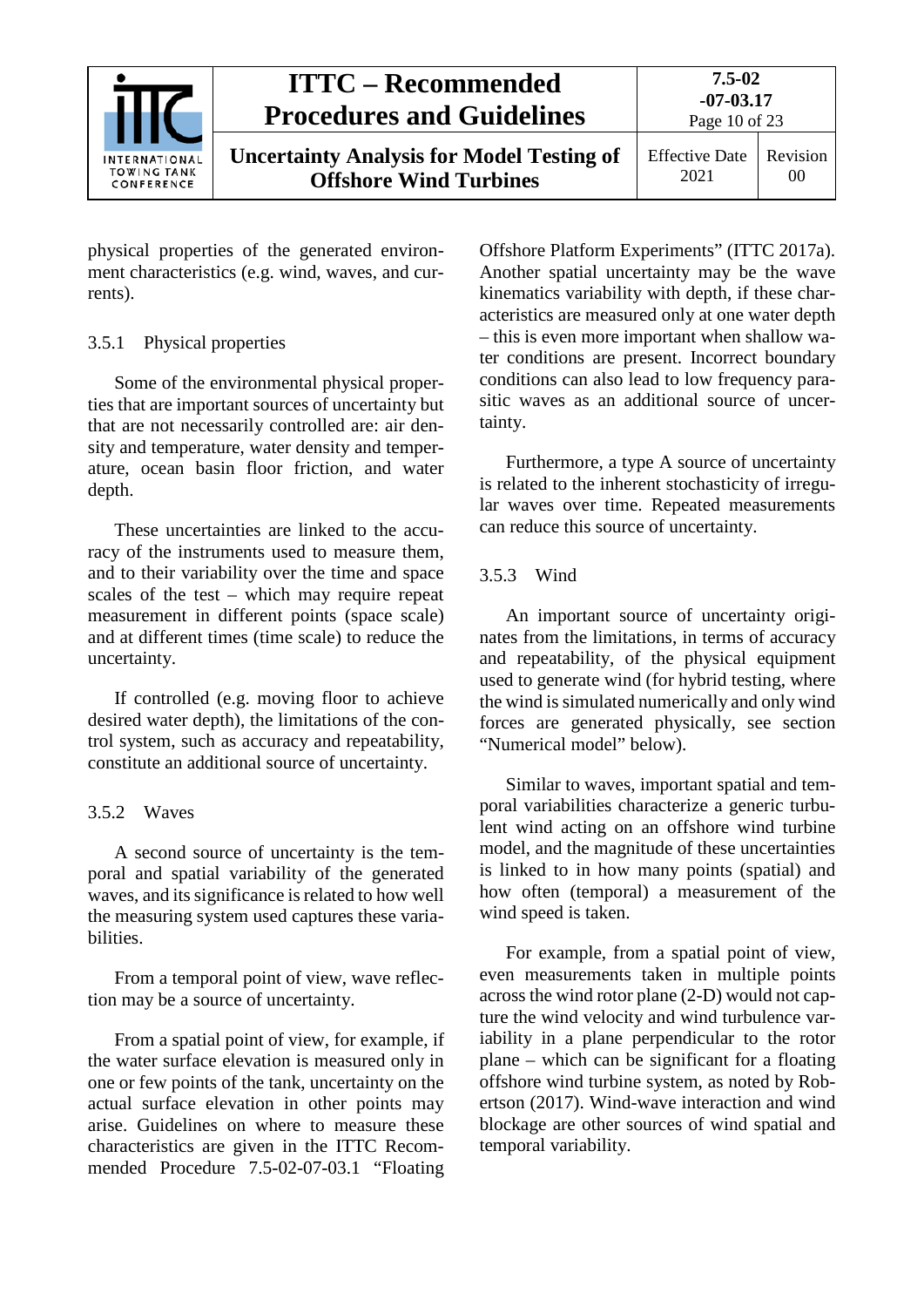physical properties of the generated environment characteristics (e.g. wind, waves, and currents).

### 3.5.1 Physical properties

Some of the environmental physical properties that are important sources of uncertainty but that are not necessarily controlled are: air density and temperature, water density and temperature, ocean basin floor friction, and water depth.

These uncertainties are linked to the accuracy of the instruments used to measure them, and to their variability over the time and space scales of the test – which may require repeat measurement in different points (space scale) and at different times (time scale) to reduce the uncertainty.

If controlled (e.g. moving floor to achieve desired water depth), the limitations of the control system, such as accuracy and repeatability, constitute an additional source of uncertainty.

### 3.5.2 Waves

A second source of uncertainty is the temporal and spatial variability of the generated waves, and its significance is related to how well the measuring system used captures these variabilities.

From a temporal point of view, wave reflection may be a source of uncertainty.

From a spatial point of view, for example, if the water surface elevation is measured only in one or few points of the tank, uncertainty on the actual surface elevation in other points may arise. Guidelines on where to measure these characteristics are given in the ITTC Recommended Procedure 7.5-02-07-03.1 "Floating Offshore Platform Experiments" (ITTC 2017a). Another spatial uncertainty may be the wave kinematics variability with depth, if these characteristics are measured only at one water depth – this is even more important when shallow water conditions are present. Incorrect boundary conditions can also lead to low frequency parasitic waves as an additional source of uncertainty.

Furthermore, a type A source of uncertainty is related to the inherent stochasticity of irregular waves over time. Repeated measurements can reduce this source of uncertainty.

### 3.5.3 Wind

An important source of uncertainty originates from the limitations, in terms of accuracy and repeatability, of the physical equipment used to generate wind (for hybrid testing, where the wind is simulated numerically and only wind forces are generated physically, see section "Numerical model" below).

Similar to waves, important spatial and temporal variabilities characterize a generic turbulent wind acting on an offshore wind turbine model, and the magnitude of these uncertainties is linked to in how many points (spatial) and how often (temporal) a measurement of the wind speed is taken.

For example, from a spatial point of view, even measurements taken in multiple points across the wind rotor plane (2-D) would not capture the wind velocity and wind turbulence variability in a plane perpendicular to the rotor plane – which can be significant for a floating offshore wind turbine system, as noted by Robertson (2017). Wind-wave interaction and wind blockage are other sources of wind spatial and temporal variability.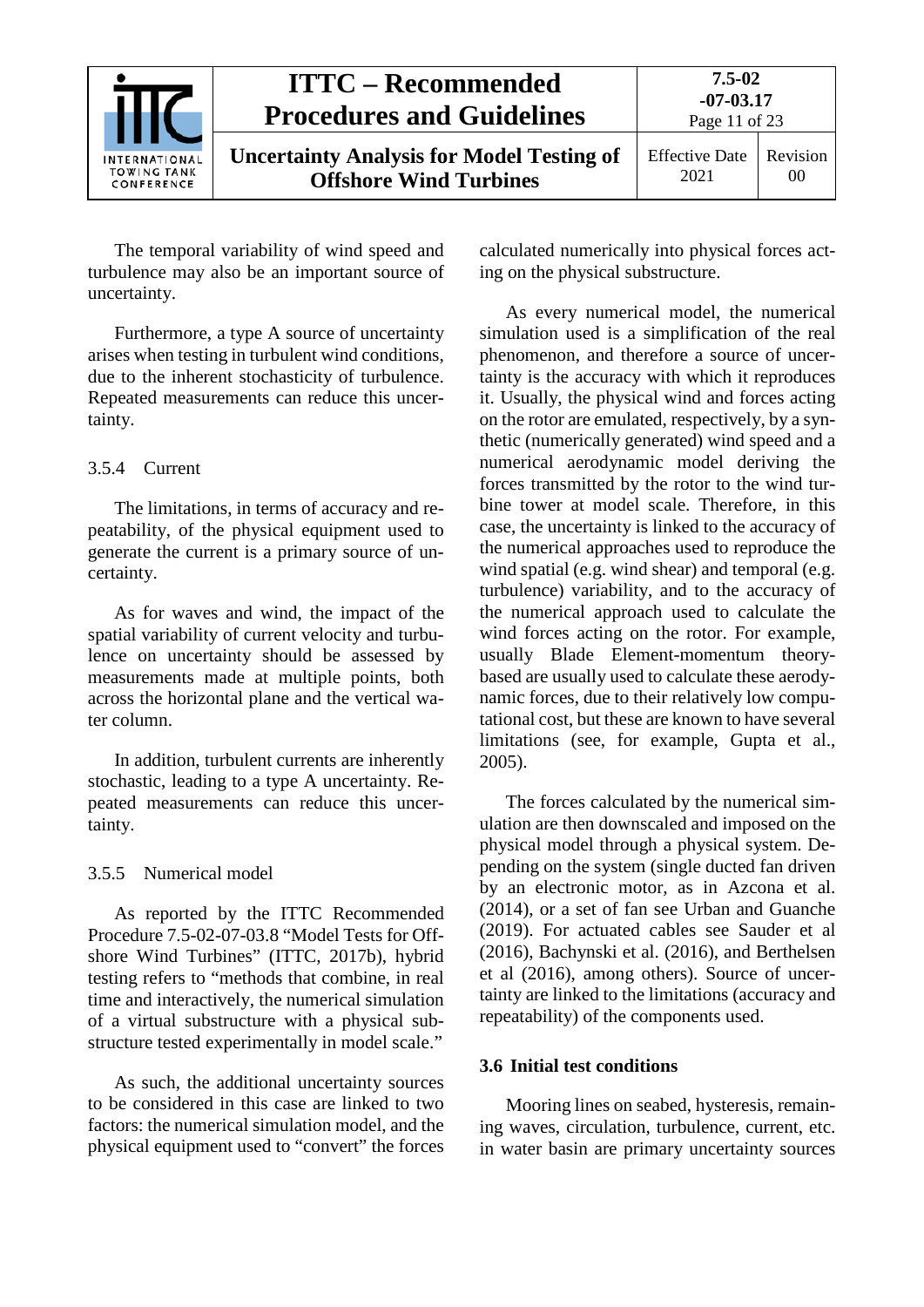The temporal variability of wind speed and turbulence may also be an important source of uncertainty.

Furthermore, a type A source of uncertainty arises when testing in turbulent wind conditions, due to the inherent stochasticity of turbulence. Repeated measurements can reduce this uncertainty.

#### 3.5.4 Current

The limitations, in terms of accuracy and repeatability, of the physical equipment used to generate the current is a primary source of uncertainty.

As for waves and wind, the impact of the spatial variability of current velocity and turbulence on uncertainty should be assessed by measurements made at multiple points, both across the horizontal plane and the vertical water column.

In addition, turbulent currents are inherently stochastic, leading to a type A uncertainty. Repeated measurements can reduce this uncertainty.

#### 3.5.5 Numerical model

As reported by the ITTC Recommended Procedure 7.5-02-07-03.8 "Model Tests for Offshore Wind Turbines" (ITTC, 2017b), hybrid testing refers to "methods that combine, in real time and interactively, the numerical simulation of a virtual substructure with a physical substructure tested experimentally in model scale."

As such, the additional uncertainty sources to be considered in this case are linked to two factors: the numerical simulation model, and the physical equipment used to "convert" the forces calculated numerically into physical forces acting on the physical substructure.

As every numerical model, the numerical simulation used is a simplification of the real phenomenon, and therefore a source of uncertainty is the accuracy with which it reproduces it. Usually, the physical wind and forces acting on the rotor are emulated, respectively, by a synthetic (numerically generated) wind speed and a numerical aerodynamic model deriving the forces transmitted by the rotor to the wind turbine tower at model scale. Therefore, in this case, the uncertainty is linked to the accuracy of the numerical approaches used to reproduce the wind spatial (e.g. wind shear) and temporal (e.g. turbulence) variability, and to the accuracy of the numerical approach used to calculate the wind forces acting on the rotor. For example, usually Blade Element-momentum theory-based are usually used to calculate these aerodynamic forces, due to their relatively low computational cost, but these are known to have several limitations (see, for example, Gupta et al., 2005).

The forces calculated by the numerical simulation are then downscaled and imposed on the physical model through a physical system. Depending on the system (single ducted fan driven by an electronic motor, as in Azcona et al. (2014), or a set of fan see Urban and Guanche (2019). For actuated cables see Sauder et al (2016), Bachynski et al. (2016), and Berthelsen et al (2016), among others). Source of uncertainty are linked to the limitations (accuracy and repeatability) of the components used.

### 3.6 Initial test conditions

Mooring lines on seabed, hysteresis, remaining waves, circulation, turbulence, current, etc. in water basin are primary uncertainty sources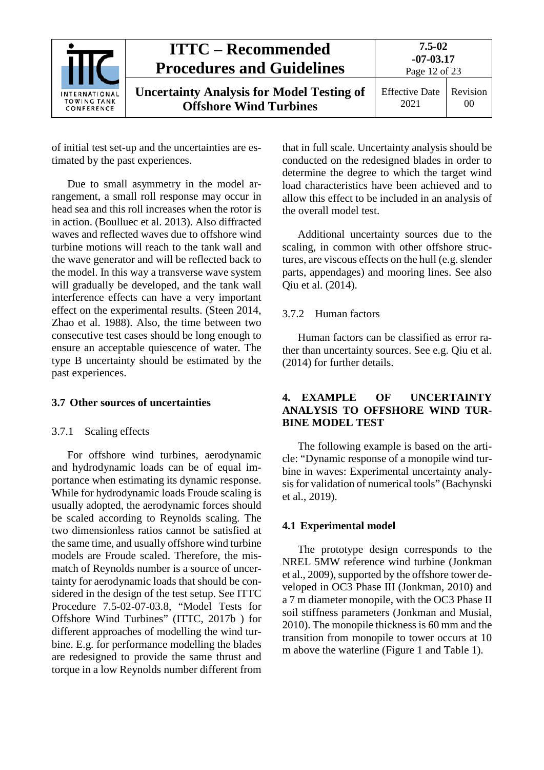of initial test set-up and the uncertainties are estimated by the past experiences.

Due to small asymmetry in the model arrangement, a small roll response may occur in head sea and this roll increases when the rotor is in action. (Boulluec et al. 2013). Also diffracted waves and reflected waves due to offshore wind turbine motions will reach to the tank wall and the wave generator and will be reflected back to the model. In this way a transverse wave system will gradually be developed, and the tank wall interference effects can have a very important effect on the experimental results. (Steen 2014, Zhao et al. 1988). Also, the time between two consecutive test cases should be long enough to ensure an acceptable quiescence of water. The type B uncertainty should be estimated by the past experiences.

## 3.7 Other sources of uncertainties

### 3.7.1 Scaling effects

For offshore wind turbines, aerodynamic and hydrodynamic loads can be of equal importance when estimating its dynamic response. While for hydrodynamic loads Froude scaling is usually adopted, the aerodynamic forces should be scaled according to Reynolds scaling. The two dimensionless ratios cannot be satisfied at the same time, and usually offshore wind turbine models are Froude scaled. Therefore, the mismatch of Reynolds number is a source of uncertainty for aerodynamic loads that should be considered in the design of the test setup. See ITTC Procedure 7.5-02-07-03.8, "Model Tests for Offshore Wind Turbines" (ITTC, 2017b ) for different approaches of modelling the wind turbine. E.g. for performance modelling the blades are redesigned to provide the same thrust and torque in a low Reynolds number different from that in full scale. Uncertainty analysis should be conducted on the redesigned blades in order to determine the degree to which the target wind load characteristics have been achieved and to allow this effect to be included in an analysis of the overall model test.

Additional uncertainty sources due to the scaling, in common with other offshore structures, are viscous effects on the hull (e.g. slender parts, appendages) and mooring lines. See also Qiu et al. (2014).

### 3.7.2 Human factors

Human factors can be classified as error rather than uncertainty sources. See e.g. Qiu et al. (2014) for further details.

## 4. EXAMPLE OF UNCERTAINTY ANALYSIS TO OFFSHORE WIND TURBINE MODEL TEST

The following example is based on the article: "Dynamic response of a monopile wind turbine in waves: Experimental uncertainty analysis for validation of numerical tools" (Bachynski et al., 2019).

## 4.1 Experimental model

The prototype design corresponds to the NREL 5MW reference wind turbine (Jonkman et al., 2009), supported by the offshore tower developed in OC3 Phase III (Jonkman, 2010) and a 7 m diameter monopile, with the OC3 Phase II soil stiffness parameters (Jonkman and Musial, 2010). The monopile thickness is 60 mm and the transition from monopile to tower occurs at 10 m above the waterline (Figure 1 and Table 1).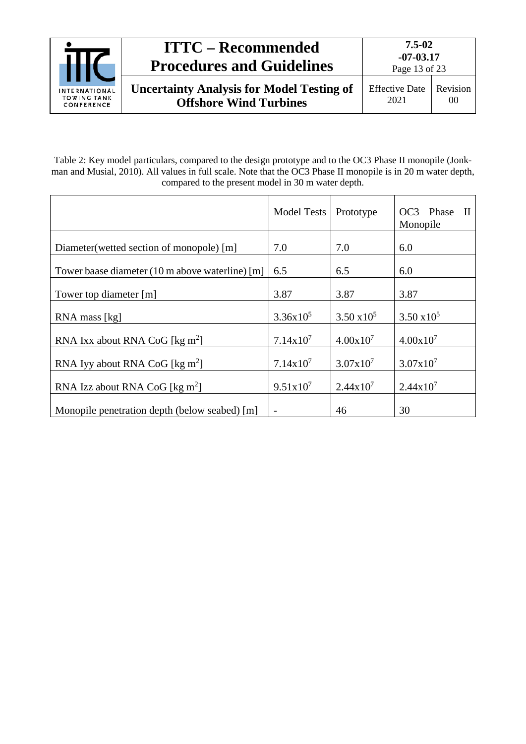Table 2: Key model particulars, compared to the design prototype and to the OC3 Phase II monopile (Jonkman and Musial, 2010). All values in full scale. Note that the OC3 Phase II monopile is in 20 m water depth, compared to the present model in 30 m water depth.

| | Model Tests | Prototype | OC3 Phase II Monopile |
|---|---|---|---|
| Diameter(wetted section of monopole) [m] | 7.0 | 7.0 | 6.0 |
| Tower baase diameter (10 m above waterline) [m] | 6.5 | 6.5 | 6.0 |
| Tower top diameter [m] | 3.87 | 3.87 | 3.87 |
| RNA mass [kg] | $3.36\text{x}10^5$ | $3.50\ \text{x}10^5$ | $3.50\ \text{x}10^5$ |
| RNA Ixx about RNA CoG [kg $m^2$] | $7.14\text{x}10^7$ | $4.00\text{x}10^7$ | $4.00\text{x}10^7$ |
| RNA Iyy about RNA CoG [kg $m^2$] | $7.14\text{x}10^7$ | $3.07\text{x}10^7$ | $3.07\text{x}10^7$ |
| RNA Izz about RNA CoG [kg $m^2$] | $9.51\text{x}10^7$ | $2.44\text{x}10^7$ | $2.44\text{x}10^7$ |
| Monopile penetration depth (below seabed) [m] | - | 46 | 30 |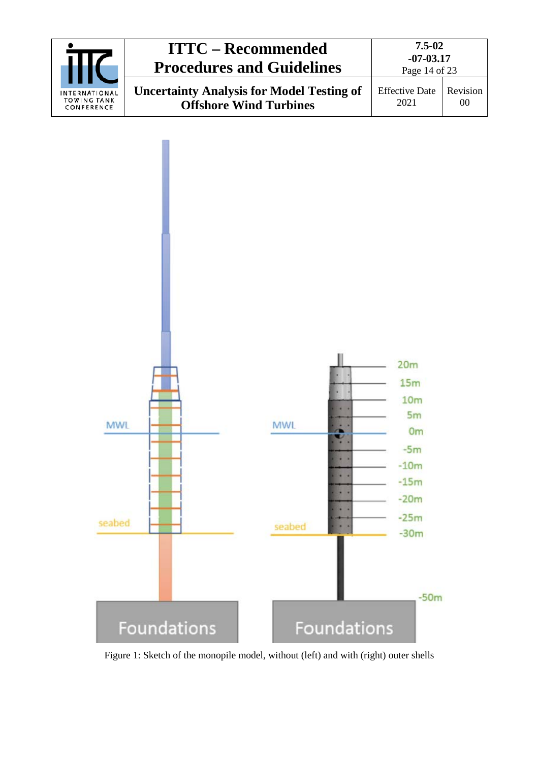Figure 1: Sketch of the monopile model, without (left) and with (right) outer shells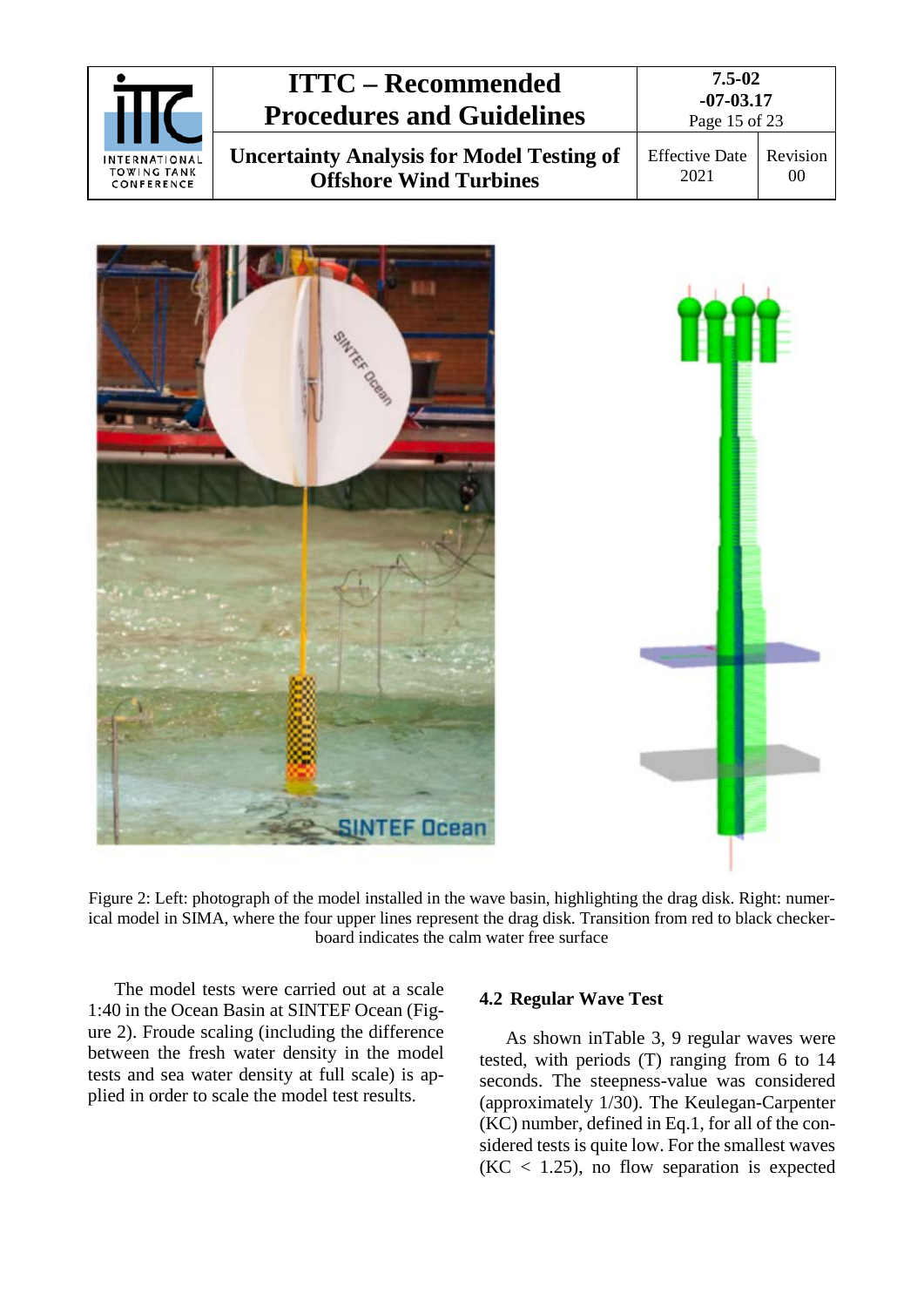Figure 2: Left: photograph of the model installed in the wave basin, highlighting the drag disk. Right: numerical model in SIMA, where the four upper lines represent the drag disk. Transition from red to black checkerboard indicates the calm water free surface

The model tests were carried out at a scale 1:40 in the Ocean Basin at SINTEF Ocean (Figure 2). Froude scaling (including the difference between the fresh water density in the model tests and sea water density at full scale) is applied in order to scale the model test results.

## 4.2 Regular Wave Test

As shown inTable 3, 9 regular waves were tested, with periods (T) ranging from 6 to 14 seconds. The steepness-value was considered (approximately 1/30). The Keulegan-Carpenter (KC) number, defined in Eq.1, for all of the considered tests is quite low. For the smallest waves (KC < 1.25), no flow separation is expected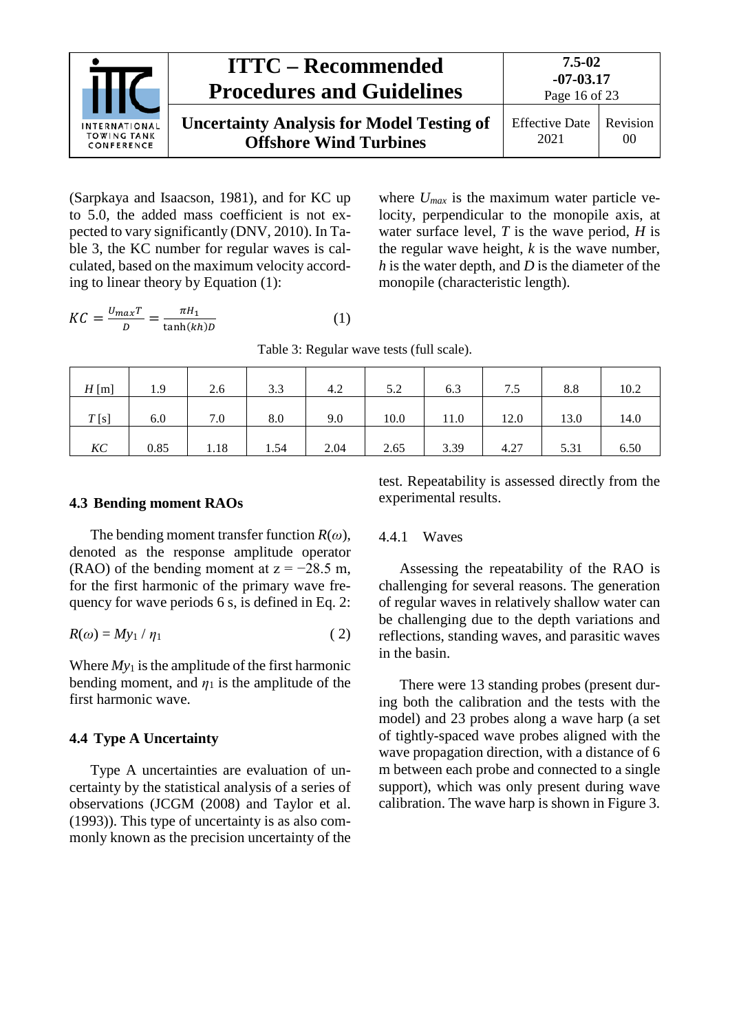(Sarpkaya and Isaacson, 1981), and for KC up to 5.0, the added mass coefficient is not expected to vary significantly (DNV, 2010). In Table 3, the KC number for regular waves is calculated, based on the maximum velocity according to linear theory by Equation (1):

$$KC = \frac{U_{max}T}{D} = \frac{\pi H_1}{\tanh(kh)D} \tag{1}$$

where $U_{max}$ is the maximum water particle velocity, perpendicular to the monopile axis, at water surface level, $T$ is the wave period, $H$ is the regular wave height, $k$ is the wave number, $h$ is the water depth, and $D$ is the diameter of the monopile (characteristic length).

Table 3: Regular wave tests (full scale).

| $H$ [m] | 1.9 | 2.6 | 3.3 | 4.2 | 5.2 | 6.3 | 7.5 | 8.8 | 10.2 |
|---|---|---|---|---|---|---|---|---|---|
| $T$ [s] | 6.0 | 7.0 | 8.0 | 9.0 | 10.0 | 11.0 | 12.0 | 13.0 | 14.0 |
| $KC$ | 0.85 | 1.18 | 1.54 | 2.04 | 2.65 | 3.39 | 4.27 | 5.31 | 6.50 |

### 4.3 Bending moment RAOs

The bending moment transfer function $R(\omega)$, denoted as the response amplitude operator (RAO) of the bending moment at $z = -28.5$ m, for the first harmonic of the primary wave frequency for wave periods 6 s, is defined in Eq. 2:

$$R(\omega) = My_1 / \eta_1 \tag{2}$$

Where $My_1$ is the amplitude of the first harmonic bending moment, and $\eta_1$ is the amplitude of the first harmonic wave.

### 4.4 Type A Uncertainty

Type A uncertainties are evaluation of uncertainty by the statistical analysis of a series of observations (JCGM (2008) and Taylor et al. (1993)). This type of uncertainty is as also commonly known as the precision uncertainty of the test. Repeatability is assessed directly from the experimental results.

#### 4.4.1 Waves

Assessing the repeatability of the RAO is challenging for several reasons. The generation of regular waves in relatively shallow water can be challenging due to the depth variations and reflections, standing waves, and parasitic waves in the basin.

There were 13 standing probes (present during both the calibration and the tests with the model) and 23 probes along a wave harp (a set of tightly-spaced wave probes aligned with the wave propagation direction, with a distance of 6 m between each probe and connected to a single support), which was only present during wave calibration. The wave harp is shown in Figure 3.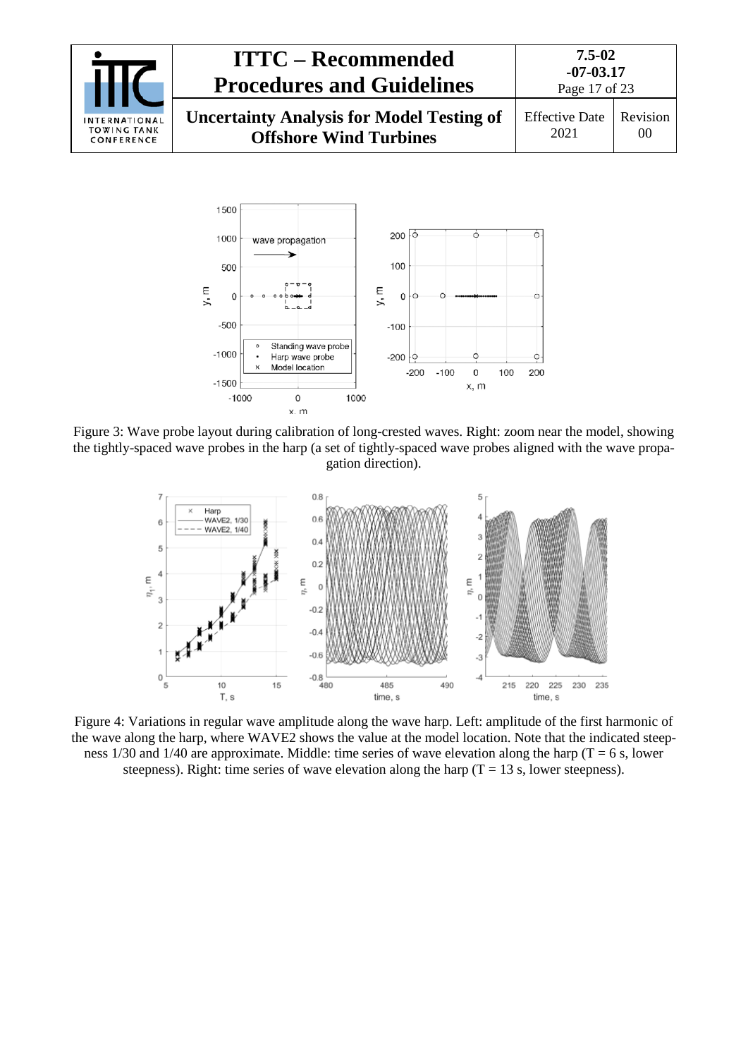Figure 3: Wave probe layout during calibration of long-crested waves. Right: zoom near the model, showing the tightly-spaced wave probes in the harp (a set of tightly-spaced wave probes aligned with the wave propagation direction).

Figure 4: Variations in regular wave amplitude along the wave harp. Left: amplitude of the first harmonic of the wave along the harp, where WAVE2 shows the value at the model location. Note that the indicated steepness 1/30 and 1/40 are approximate. Middle: time series of wave elevation along the harp (T = 6 s, lower steepness). Right: time series of wave elevation along the harp (T = 13 s, lower steepness).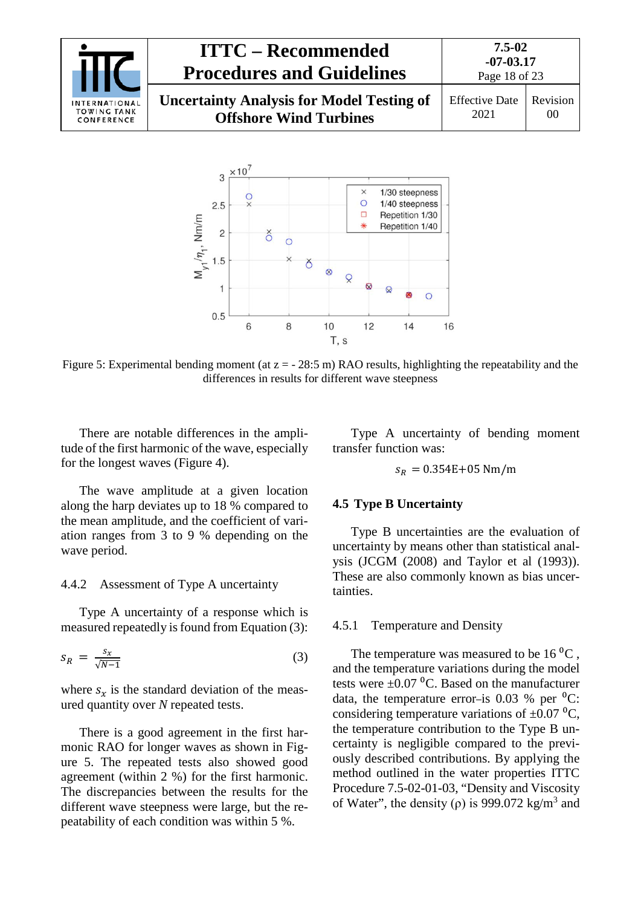Figure 5: Experimental bending moment (at z = - 28:5 m) RAO results, highlighting the repeatability and the differences in results for different wave steepness

There are notable differences in the amplitude of the first harmonic of the wave, especially for the longest waves (Figure 4).

The wave amplitude at a given location along the harp deviates up to 18 % compared to the mean amplitude, and the coefficient of variation ranges from 3 to 9 % depending on the wave period.

#### 4.4.2 Assessment of Type A uncertainty

Type A uncertainty of a response which is measured repeatedly is found from Equation (3):

$$s_R = \frac{s_x}{\sqrt{N-1}} \tag{3}$$

where $s_x$ is the standard deviation of the measured quantity over $N$ repeated tests.

There is a good agreement in the first harmonic RAO for longer waves as shown in Figure 5. The repeated tests also showed good agreement (within 2 %) for the first harmonic. The discrepancies between the results for the different wave steepness were large, but the repeatability of each condition was within 5 %.

Type A uncertainty of bending moment transfer function was:

$$s_R = 0.354\text{E}{+}05 \text{ Nm/m}$$

### 4.5 Type B Uncertainty

Type B uncertainties are the evaluation of uncertainty by means other than statistical analysis (JCGM (2008) and Taylor et al (1993)). These are also commonly known as bias uncertainties.

#### 4.5.1 Temperature and Density

The temperature was measured to be 16 $^0$C , and the temperature variations during the model tests were ±0.07 $^0$C. Based on the manufacturer data, the temperature error–is 0.03 % per $^0$C: considering temperature variations of ±0.07 $^0$C, the temperature contribution to the Type B uncertainty is negligible compared to the previously described contributions. By applying the method outlined in the water properties ITTC Procedure 7.5-02-01-03, “Density and Viscosity of Water”, the density (ρ) is 999.072 kg/m$^3$ and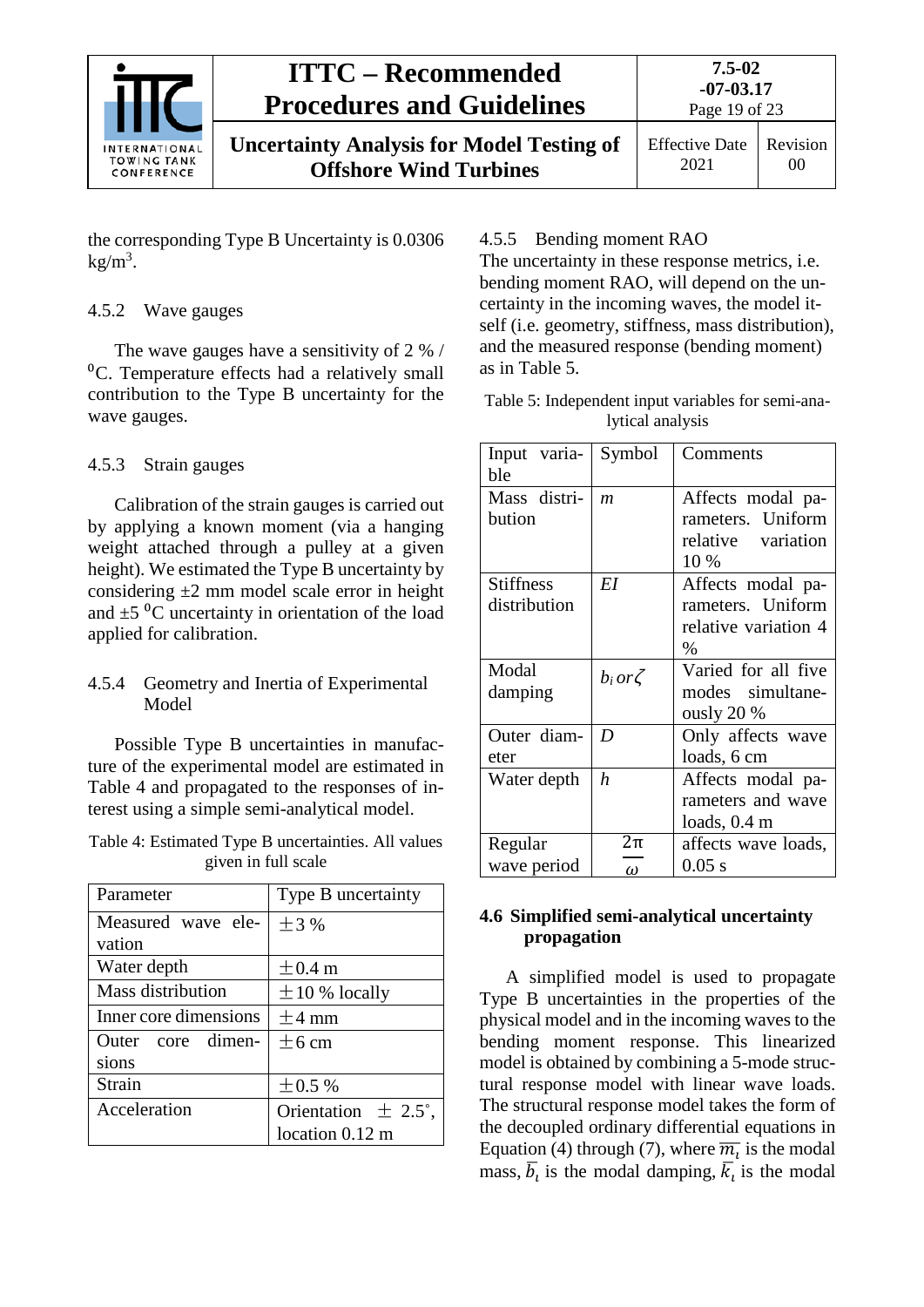the corresponding Type B Uncertainty is 0.0306 kg/m$^3$.

### 4.5.2 Wave gauges

The wave gauges have a sensitivity of 2 % / $^0$C. Temperature effects had a relatively small contribution to the Type B uncertainty for the wave gauges.

### 4.5.3 Strain gauges

Calibration of the strain gauges is carried out by applying a known moment (via a hanging weight attached through a pulley at a given height). We estimated the Type B uncertainty by considering ±2 mm model scale error in height and ±5 $^0$C uncertainty in orientation of the load applied for calibration.

### 4.5.4 Geometry and Inertia of Experimental Model

Possible Type B uncertainties in manufacture of the experimental model are estimated in Table 4 and propagated to the responses of interest using a simple semi-analytical model.

Table 4: Estimated Type B uncertainties. All values given in full scale

| Parameter | Type B uncertainty |
|---|---|
| Measured wave elevation | ±3 % |
| Water depth | ±0.4 m |
| Mass distribution | ±10 % locally |
| Inner core dimensions | ±4 mm |
| Outer core dimensions | ±6 cm |
| Strain | ±0.5 % |
| Acceleration | Orientation ± 2.5˚, location 0.12 m |

### 4.5.5 Bending moment RAO

The uncertainty in these response metrics, i.e. bending moment RAO, will depend on the uncertainty in the incoming waves, the model itself (i.e. geometry, stiffness, mass distribution), and the measured response (bending moment) as in Table 5.

Table 5: Independent input variables for semi-analytical analysis

| Input variable | Symbol | Comments |
|---|---|---|
| Mass distribution | $m$ | Affects modal parameters. Uniform relative variation 10 % |
| Stiffness distribution | $EI$ | Affects modal parameters. Uniform relative variation 4 % |
| Modal damping | $b_i$ or $\zeta$ | Varied for all five modes simultaneously 20 % |
| Outer diameter | $D$ | Only affects wave loads, 6 cm |
| Water depth | $h$ | Affects modal parameters and wave loads, 0.4 m |
| Regular wave period | $\frac{2\pi}{\omega}$ | affects wave loads, 0.05 s |

## 4.6 Simplified semi-analytical uncertainty propagation

A simplified model is used to propagate Type B uncertainties in the properties of the physical model and in the incoming waves to the bending moment response. This linearized model is obtained by combining a 5-mode structural response model with linear wave loads. The structural response model takes the form of the decoupled ordinary differential equations in Equation (4) through (7), where $\overline{m_i}$ is the modal mass, $\overline{b_i}$ is the modal damping, $\overline{k_i}$ is the modal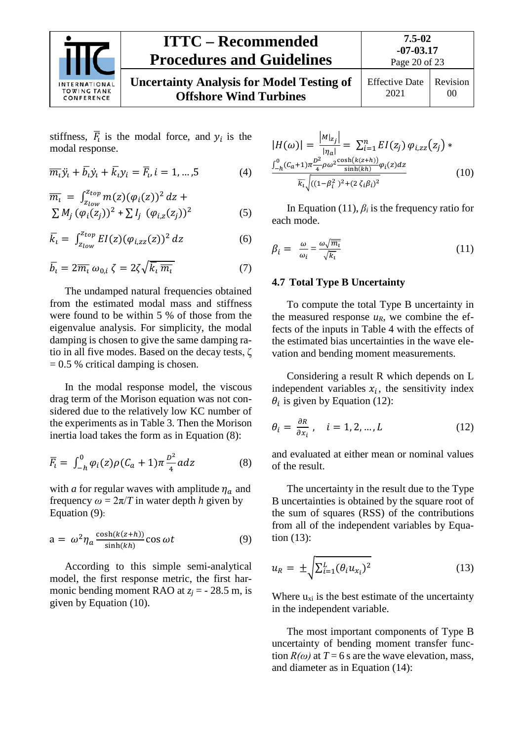stiffness, $\overline{F_i}$ is the modal force, and $y_i$ is the modal response.

$$\overline{m_i}\ddot{y}_i + \overline{b_i}\dot{y}_i + \overline{k_i}y_i = \overline{F_i}, i = 1, \ldots, 5 \tag{4}$$

$$\overline{m_i} = \int_{z_{low}}^{z_{top}} m(z)(\varphi_i(z))^2\,dz + \sum M_j\,(\varphi_i(z_j))^2 + \sum I_j\,(\varphi_{i,z}(z_j))^2 \tag{5}$$

$$\overline{k_i} = \int_{z_{low}}^{z_{top}} EI(z)(\varphi_{i,zz}(z))^2\,dz \tag{6}$$

$$\overline{b_i} = 2\overline{m_i}\,\omega_{0,i}\,\zeta = 2\zeta\sqrt{\overline{k_i}\,\overline{m_i}} \tag{7}$$

The undamped natural frequencies obtained from the estimated modal mass and stiffness were found to be within 5 % of those from the eigenvalue analysis. For simplicity, the modal damping is chosen to give the same damping ratio in all five modes. Based on the decay tests, $\zeta$ = 0.5 % critical damping is chosen.

In the modal response model, the viscous drag term of the Morison equation was not considered due to the relatively low KC number of the experiments as in Table 3. Then the Morison inertia load takes the form as in Equation (8):

$$\overline{F_i} = \int_{-h}^{0} \varphi_i(z)\rho(C_a + 1)\pi\frac{D^2}{4}a\,dz \tag{8}$$

with $a$ for regular waves with amplitude $\eta_a$ and frequency $\omega = 2\pi/T$ in water depth $h$ given by Equation (9):

$$a = \omega^2\eta_a\frac{\cosh(k(z+h))}{\sinh(kh)}\cos\omega t \tag{9}$$

According to this simple semi-analytical model, the first response metric, the first harmonic bending moment RAO at $z_j$ = - 28.5 m, is given by Equation (10).

$$|H(\omega)| = \frac{|M|_{z_j}|}{|\eta_a|} = \sum_{i=1}^{n} EI(z_j)\,\varphi_{i,zz}(z_j) * \frac{\int_{-h}^{0}(C_a+1)\pi\frac{D^2}{4}\rho\omega^2\frac{\cosh(k(z+h))}{\sinh(kh)}\varphi_i(z)dz}{\overline{k_i}\sqrt{((1-\beta_i^2)^2+(2\,\zeta_i\beta_i)^2}} \tag{10}$$

In Equation (11), $\beta_i$ is the frequency ratio for each mode.

$$\beta_i = \frac{\omega}{\omega_i} = \frac{\omega\sqrt{\overline{m_i}}}{\sqrt{\overline{k_i}}} \tag{11}$$

### 4.7 Total Type B Uncertainty

To compute the total Type B uncertainty in the measured response $u_R$, we combine the effects of the inputs in Table 4 with the effects of the estimated bias uncertainties in the wave elevation and bending moment measurements.

Considering a result R which depends on L independent variables $x_i$, the sensitivity index $\theta_i$ is given by Equation (12):

$$\theta_i = \frac{\partial R}{\partial x_i}, \quad i = 1, 2, \ldots, L \tag{12}$$

and evaluated at either mean or nominal values of the result.

The uncertainty in the result due to the Type B uncertainties is obtained by the square root of the sum of squares (RSS) of the contributions from all of the independent variables by Equation (13):

$$u_R = \pm\sqrt{\sum_{i=1}^{L}(\theta_i u_{x_i})^2} \tag{13}$$

Where $u_{xi}$ is the best estimate of the uncertainty in the independent variable.

The most important components of Type B uncertainty of bending moment transfer function $R(\omega)$ at $T = 6$ s are the wave elevation, mass, and diameter as in Equation (14):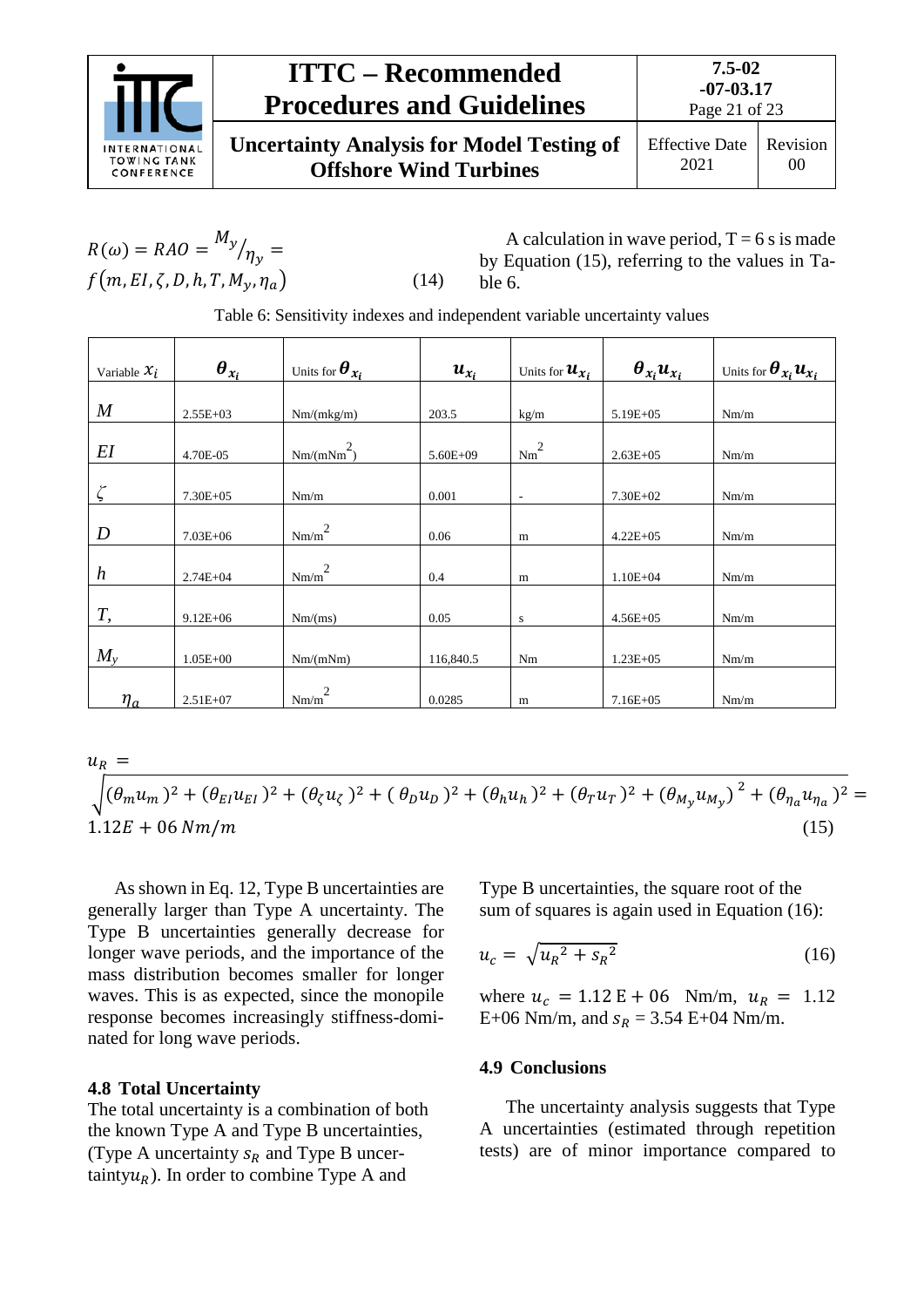$$R(\omega) = RAO = {}^{M_y}/_{\eta_y} = f(m, EI, \zeta, D, h, T, M_y, \eta_a) \quad (14)$$

A calculation in wave period, T = 6 s is made by Equation (15), referring to the values in Table 6.

Table 6: Sensitivity indexes and independent variable uncertainty values

| Variable $x_i$ | $\boldsymbol{\theta_{x_i}}$ | Units for $\boldsymbol{\theta_{x_i}}$ | $\boldsymbol{u_{x_i}}$ | Units for $\boldsymbol{u_{x_i}}$ | $\boldsymbol{\theta_{x_i} u_{x_i}}$ | Units for $\boldsymbol{\theta_{x_i} u_{x_i}}$ |
|---|---|---|---|---|---|---|
| $M$ | 2.55E+03 | Nm/(mkg/m) | 203.5 | kg/m | 5.19E+05 | Nm/m |
| $EI$ | 4.70E-05 | Nm/(mNm$^2$) | 5.60E+09 | Nm$^2$ | 2.63E+05 | Nm/m |
| $\zeta$ | 7.30E+05 | Nm/m | 0.001 | - | 7.30E+02 | Nm/m |
| $D$ | 7.03E+06 | Nm/m$^2$ | 0.06 | m | 4.22E+05 | Nm/m |
| $h$ | 2.74E+04 | Nm/m$^2$ | 0.4 | m | 1.10E+04 | Nm/m |
| $T,$ | 9.12E+06 | Nm/(ms) | 0.05 | s | 4.56E+05 | Nm/m |
| $M_y$ | 1.05E+00 | Nm/(mNm) | 116,840.5 | Nm | 1.23E+05 | Nm/m |
| $\eta_a$ | 2.51E+07 | Nm/m$^2$ | 0.0285 | m | 7.16E+05 | Nm/m |

$$u_R = \sqrt{(\theta_m u_m)^2 + (\theta_{EI} u_{EI})^2 + (\theta_\zeta u_\zeta)^2 + (\theta_D u_D)^2 + (\theta_h u_h)^2 + (\theta_T u_T)^2 + (\theta_{M_y} u_{M_y})^2 + (\theta_{\eta_a} u_{\eta_a})^2} = 1.12E + 06\ Nm/m \quad (15)$$

As shown in Eq. 12, Type B uncertainties are generally larger than Type A uncertainty. The Type B uncertainties generally decrease for longer wave periods, and the importance of the mass distribution becomes smaller for longer waves. This is as expected, since the monopile response becomes increasingly stiffness-dominated for long wave periods.

## 4.8 Total Uncertainty

The total uncertainty is a combination of both the known Type A and Type B uncertainties, (Type A uncertainty $s_R$ and Type B uncertainty $u_R$). In order to combine Type A and Type B uncertainties, the square root of the sum of squares is again used in Equation (16):

$$u_c = \sqrt{{u_R}^2 + {s_R}^2} \quad (16)$$

where $u_c = 1.12\,\text{E} + 06$ Nm/m, $u_R = 1.12$ E+06 Nm/m, and $s_R$ = 3.54 E+04 Nm/m.

## 4.9 Conclusions

The uncertainty analysis suggests that Type A uncertainties (estimated through repetition tests) are of minor importance compared to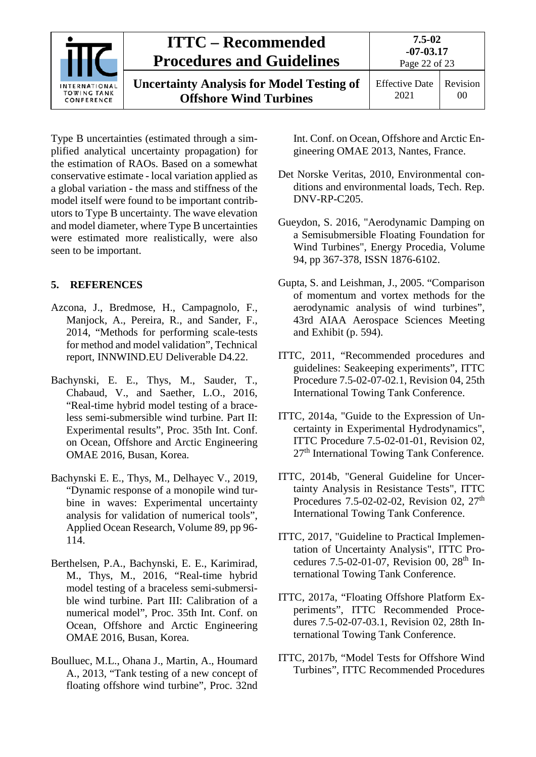Type B uncertainties (estimated through a simplified analytical uncertainty propagation) for the estimation of RAOs. Based on a somewhat conservative estimate - local variation applied as a global variation - the mass and stiffness of the model itself were found to be important contributors to Type B uncertainty. The wave elevation and model diameter, where Type B uncertainties were estimated more realistically, were also seen to be important.

## 5. REFERENCES

Azcona, J., Bredmose, H., Campagnolo, F., Manjock, A., Pereira, R., and Sander, F., 2014, "Methods for performing scale-tests for method and model validation", Technical report, INNWIND.EU Deliverable D4.22.

Bachynski, E. E., Thys, M., Sauder, T., Chabaud, V., and Saether, L.O., 2016, "Real-time hybrid model testing of a braceless semi-submersible wind turbine. Part II: Experimental results", Proc. 35th Int. Conf. on Ocean, Offshore and Arctic Engineering OMAE 2016, Busan, Korea.

Bachynski E. E., Thys, M., Delhayec V., 2019, "Dynamic response of a monopile wind turbine in waves: Experimental uncertainty analysis for validation of numerical tools", Applied Ocean Research, Volume 89, pp 96-114.

Berthelsen, P.A., Bachynski, E. E., Karimirad, M., Thys, M., 2016, "Real-time hybrid model testing of a braceless semi-submersible wind turbine. Part III: Calibration of a numerical model", Proc. 35th Int. Conf. on Ocean, Offshore and Arctic Engineering OMAE 2016, Busan, Korea.

Boulluec, M.L., Ohana J., Martin, A., Houmard A., 2013, "Tank testing of a new concept of floating offshore wind turbine", Proc. 32nd Int. Conf. on Ocean, Offshore and Arctic Engineering OMAE 2013, Nantes, France.

Det Norske Veritas, 2010, Environmental conditions and environmental loads, Tech. Rep. DNV-RP-C205.

Gueydon, S. 2016, "Aerodynamic Damping on a Semisubmersible Floating Foundation for Wind Turbines", Energy Procedia, Volume 94, pp 367-378, ISSN 1876-6102.

Gupta, S. and Leishman, J., 2005. "Comparison of momentum and vortex methods for the aerodynamic analysis of wind turbines", 43rd AIAA Aerospace Sciences Meeting and Exhibit (p. 594).

ITTC, 2011, "Recommended procedures and guidelines: Seakeeping experiments", ITTC Procedure 7.5-02-07-02.1, Revision 04, 25th International Towing Tank Conference.

ITTC, 2014a, "Guide to the Expression of Uncertainty in Experimental Hydrodynamics", ITTC Procedure 7.5-02-01-01, Revision 02, 27th International Towing Tank Conference.

ITTC, 2014b, "General Guideline for Uncertainty Analysis in Resistance Tests", ITTC Procedures 7.5-02-02-02, Revision 02, 27th International Towing Tank Conference.

ITTC, 2017, "Guideline to Practical Implementation of Uncertainty Analysis", ITTC Procedures 7.5-02-01-07, Revision 00, 28th International Towing Tank Conference.

ITTC, 2017a, "Floating Offshore Platform Experiments", ITTC Recommended Procedures 7.5-02-07-03.1, Revision 02, 28th International Towing Tank Conference.

ITTC, 2017b, "Model Tests for Offshore Wind Turbines", ITTC Recommended Procedures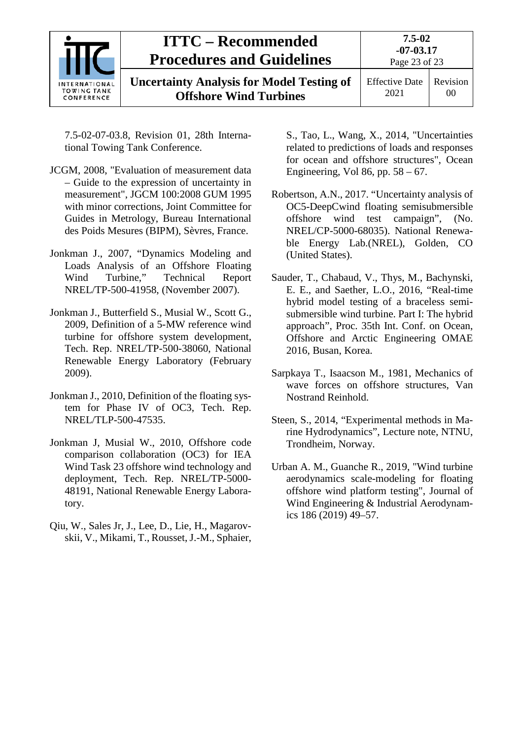7.5-02-07-03.8, Revision 01, 28th International Towing Tank Conference.

JCGM, 2008, "Evaluation of measurement data – Guide to the expression of uncertainty in measurement", JGCM 100:2008 GUM 1995 with minor corrections, Joint Committee for Guides in Metrology, Bureau International des Poids Mesures (BIPM), Sèvres, France.

Jonkman J., 2007, "Dynamics Modeling and Loads Analysis of an Offshore Floating Wind Turbine," Technical Report NREL/TP-500-41958, (November 2007).

Jonkman J., Butterfield S., Musial W., Scott G., 2009, Definition of a 5-MW reference wind turbine for offshore system development, Tech. Rep. NREL/TP-500-38060, National Renewable Energy Laboratory (February 2009).

Jonkman J., 2010, Definition of the floating system for Phase IV of OC3, Tech. Rep. NREL/TLP-500-47535.

Jonkman J, Musial W., 2010, Offshore code comparison collaboration (OC3) for IEA Wind Task 23 offshore wind technology and deployment, Tech. Rep. NREL/TP-5000-48191, National Renewable Energy Laboratory.

Qiu, W., Sales Jr, J., Lee, D., Lie, H., Magarovskii, V., Mikami, T., Rousset, J.-M., Sphaier, S., Tao, L., Wang, X., 2014, "Uncertainties related to predictions of loads and responses for ocean and offshore structures", Ocean Engineering, Vol 86, pp. 58 – 67.

Robertson, A.N., 2017. "Uncertainty analysis of OC5-DeepCwind floating semisubmersible offshore wind test campaign", (No. NREL/CP-5000-68035). National Renewable Energy Lab.(NREL), Golden, CO (United States).

Sauder, T., Chabaud, V., Thys, M., Bachynski, E. E., and Saether, L.O., 2016, "Real-time hybrid model testing of a braceless semi-submersible wind turbine. Part I: The hybrid approach", Proc. 35th Int. Conf. on Ocean, Offshore and Arctic Engineering OMAE 2016, Busan, Korea.

Sarpkaya T., Isaacson M., 1981, Mechanics of wave forces on offshore structures, Van Nostrand Reinhold.

Steen, S., 2014, "Experimental methods in Marine Hydrodynamics", Lecture note, NTNU, Trondheim, Norway.

Urban A. M., Guanche R., 2019, "Wind turbine aerodynamics scale-modeling for floating offshore wind platform testing", Journal of Wind Engineering & Industrial Aerodynamics 186 (2019) 49–57.